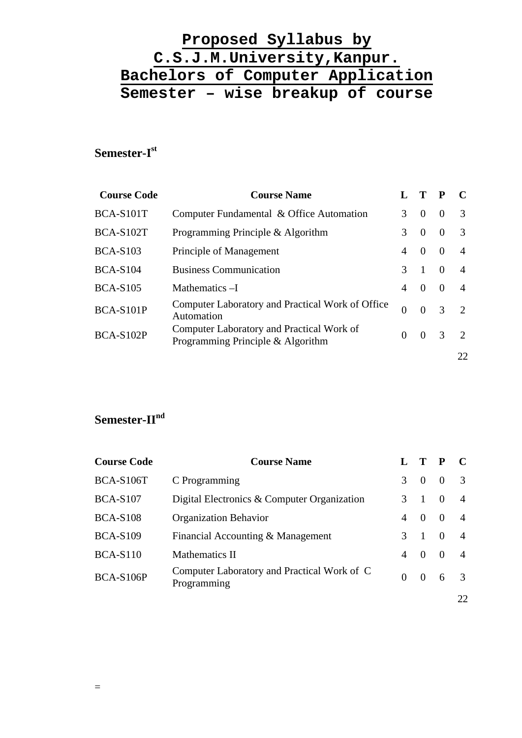# Proposed Syllabus by C.S.J.M.University,Kanpur.
# Bachelors of Computer Application
# Semester – wise breakup of course

## Semester-I[st]

| Course Code | Course Name | L | T | P | C |
|---|---|---|---|---|---|
| BCA-S101T | Computer Fundamental & Office Automation | 3 | 0 | 0 | 3 |
| BCA-S102T | Programming Principle & Algorithm | 3 | 0 | 0 | 3 |
| BCA-S103 | Principle of Management | 4 | 0 | 0 | 4 |
| BCA-S104 | Business Communication | 3 | 1 | 0 | 4 |
| BCA-S105 | Mathematics –I | 4 | 0 | 0 | 4 |
| BCA-S101P | Computer Laboratory and Practical Work of Office Automation | 0 | 0 | 3 | 2 |
| BCA-S102P | Computer Laboratory and Practical Work of Programming Principle & Algorithm | 0 | 0 | 3 | 2 |
| | | | | | 22 |

## Semester-II[nd]

| Course Code | Course Name | L | T | P | C |
|---|---|---|---|---|---|
| BCA-S106T | C Programming | 3 | 0 | 0 | 3 |
| BCA-S107 | Digital Electronics & Computer Organization | 3 | 1 | 0 | 4 |
| BCA-S108 | Organization Behavior | 4 | 0 | 0 | 4 |
| BCA-S109 | Financial Accounting & Management | 3 | 1 | 0 | 4 |
| BCA-S110 | Mathematics II | 4 | 0 | 0 | 4 |
| BCA-S106P | Computer Laboratory and Practical Work of C Programming | 0 | 0 | 6 | 3 |
| | | | | | 22 |

=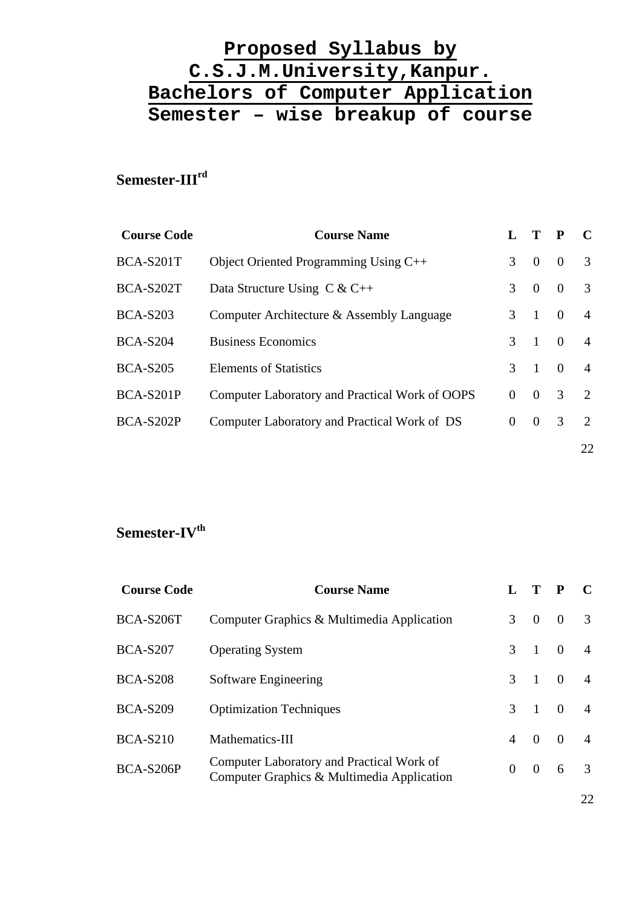# Proposed Syllabus by C.S.J.M.University,Kanpur.

# Bachelors of Computer Application

# Semester – wise breakup of course

## Semester-III[rd]

| Course Code | Course Name | L | T | P | C |
|---|---|---|---|---|---|
| BCA-S201T | Object Oriented Programming Using C++ | 3 | 0 | 0 | 3 |
| BCA-S202T | Data Structure Using C & C++ | 3 | 0 | 0 | 3 |
| BCA-S203 | Computer Architecture & Assembly Language | 3 | 1 | 0 | 4 |
| BCA-S204 | Business Economics | 3 | 1 | 0 | 4 |
| BCA-S205 | Elements of Statistics | 3 | 1 | 0 | 4 |
| BCA-S201P | Computer Laboratory and Practical Work of OOPS | 0 | 0 | 3 | 2 |
| BCA-S202P | Computer Laboratory and Practical Work of DS | 0 | 0 | 3 | 2 |
| | | | | | 22 |

## Semester-IV[th]

| Course Code | Course Name | L | T | P | C |
|---|---|---|---|---|---|
| BCA-S206T | Computer Graphics & Multimedia Application | 3 | 0 | 0 | 3 |
| BCA-S207 | Operating System | 3 | 1 | 0 | 4 |
| BCA-S208 | Software Engineering | 3 | 1 | 0 | 4 |
| BCA-S209 | Optimization Techniques | 3 | 1 | 0 | 4 |
| BCA-S210 | Mathematics-III | 4 | 0 | 0 | 4 |
| BCA-S206P | Computer Laboratory and Practical Work of Computer Graphics & Multimedia Application | 0 | 0 | 6 | 3 |
| | | | | | 22 |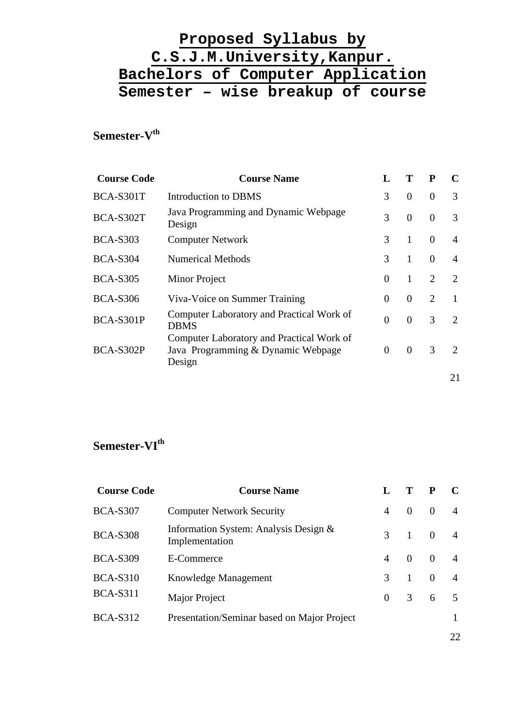# Proposed Syllabus by C.S.J.M.University,Kanpur.
# Bachelors of Computer Application
# Semester – wise breakup of course

## Semester-V$^{th}$

| Course Code | Course Name | L | T | P | C |
|---|---|---|---|---|---|
| BCA-S301T | Introduction to DBMS | 3 | 0 | 0 | 3 |
| BCA-S302T | Java Programming and Dynamic Webpage Design | 3 | 0 | 0 | 3 |
| BCA-S303 | Computer Network | 3 | 1 | 0 | 4 |
| BCA-S304 | Numerical Methods | 3 | 1 | 0 | 4 |
| BCA-S305 | Minor Project | 0 | 1 | 2 | 2 |
| BCA-S306 | Viva-Voice on Summer Training | 0 | 0 | 2 | 1 |
| BCA-S301P | Computer Laboratory and Practical Work of DBMS | 0 | 0 | 3 | 2 |
| BCA-S302P | Computer Laboratory and Practical Work of Java Programming & Dynamic Webpage Design | 0 | 0 | 3 | 2 |
| | | | | | 21 |

## Semester-VI$^{th}$

| Course Code | Course Name | L | T | P | C |
|---|---|---|---|---|---|
| BCA-S307 | Computer Network Security | 4 | 0 | 0 | 4 |
| BCA-S308 | Information System: Analysis Design & Implementation | 3 | 1 | 0 | 4 |
| BCA-S309 | E-Commerce | 4 | 0 | 0 | 4 |
| BCA-S310 | Knowledge Management | 3 | 1 | 0 | 4 |
| BCA-S311 | Major Project | 0 | 3 | 6 | 5 |
| BCA-S312 | Presentation/Seminar based on Major Project | | | | 1 |
| | | | | | 22 |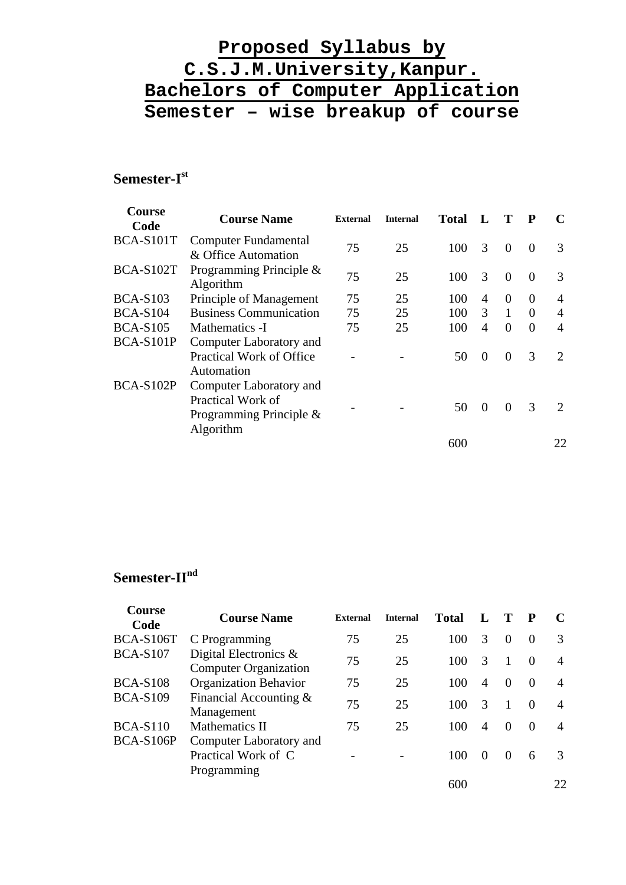# Proposed Syllabus by C.S.J.M.University,Kanpur.
# Bachelors of Computer Application
# Semester – wise breakup of course

## Semester-I^st

| Course Code | Course Name | External | Internal | Total | L | T | P | C |
|---|---|---|---|---|---|---|---|---|
| BCA-S101T | Computer Fundamental & Office Automation | 75 | 25 | 100 | 3 | 0 | 0 | 3 |
| BCA-S102T | Programming Principle & Algorithm | 75 | 25 | 100 | 3 | 0 | 0 | 3 |
| BCA-S103 | Principle of Management | 75 | 25 | 100 | 4 | 0 | 0 | 4 |
| BCA-S104 | Business Communication | 75 | 25 | 100 | 3 | 1 | 0 | 4 |
| BCA-S105 | Mathematics -I | 75 | 25 | 100 | 4 | 0 | 0 | 4 |
| BCA-S101P | Computer Laboratory and Practical Work of Office Automation | - | - | 50 | 0 | 0 | 3 | 2 |
| BCA-S102P | Computer Laboratory and Practical Work of Programming Principle & Algorithm | - | - | 50 | 0 | 0 | 3 | 2 |
| | | | | 600 | | | | 22 |

## Semester-II^nd

| Course Code | Course Name | External | Internal | Total | L | T | P | C |
|---|---|---|---|---|---|---|---|---|
| BCA-S106T | C Programming | 75 | 25 | 100 | 3 | 0 | 0 | 3 |
| BCA-S107 | Digital Electronics & Computer Organization | 75 | 25 | 100 | 3 | 1 | 0 | 4 |
| BCA-S108 | Organization Behavior | 75 | 25 | 100 | 4 | 0 | 0 | 4 |
| BCA-S109 | Financial Accounting & Management | 75 | 25 | 100 | 3 | 1 | 0 | 4 |
| BCA-S110 | Mathematics II | 75 | 25 | 100 | 4 | 0 | 0 | 4 |
| BCA-S106P | Computer Laboratory and Practical Work of C Programming | - | - | 100 | 0 | 0 | 6 | 3 |
| | | | | 600 | | | | 22 |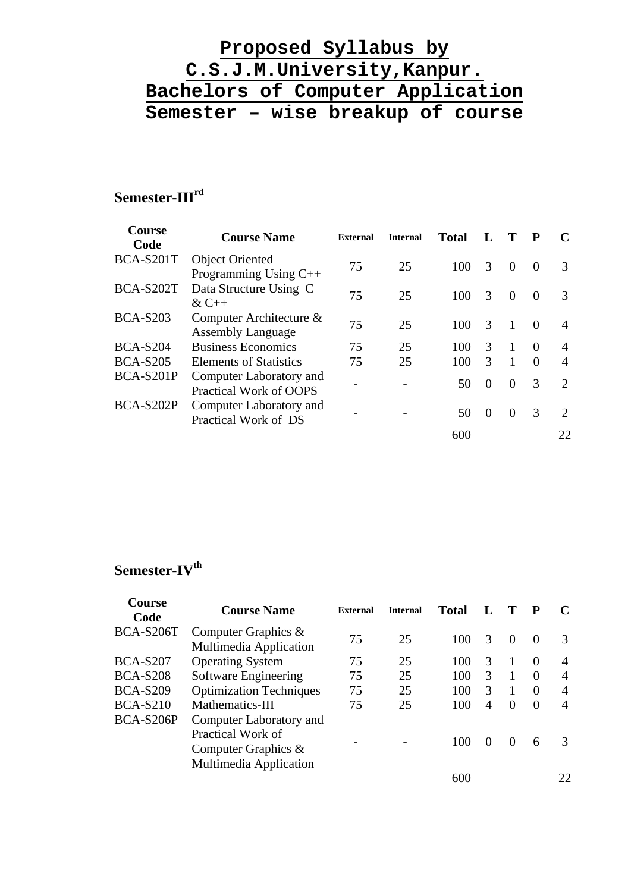# Proposed Syllabus by C.S.J.M.University,Kanpur.
# Bachelors of Computer Application
# Semester – wise breakup of course

## Semester-III[rd]

| Course Code | Course Name | External | Internal | Total | L | T | P | C |
|---|---|---|---|---|---|---|---|---|
| BCA-S201T | Object Oriented Programming Using C++ | 75 | 25 | 100 | 3 | 0 | 0 | 3 |
| BCA-S202T | Data Structure Using C & C++ | 75 | 25 | 100 | 3 | 0 | 0 | 3 |
| BCA-S203 | Computer Architecture & Assembly Language | 75 | 25 | 100 | 3 | 1 | 0 | 4 |
| BCA-S204 | Business Economics | 75 | 25 | 100 | 3 | 1 | 0 | 4 |
| BCA-S205 | Elements of Statistics | 75 | 25 | 100 | 3 | 1 | 0 | 4 |
| BCA-S201P | Computer Laboratory and Practical Work of OOPS | - | - | 50 | 0 | 0 | 3 | 2 |
| BCA-S202P | Computer Laboratory and Practical Work of DS | - | - | 50 | 0 | 0 | 3 | 2 |
| | | | | 600 | | | | 22 |

## Semester-IV[th]

| Course Code | Course Name | External | Internal | Total | L | T | P | C |
|---|---|---|---|---|---|---|---|---|
| BCA-S206T | Computer Graphics & Multimedia Application | 75 | 25 | 100 | 3 | 0 | 0 | 3 |
| BCA-S207 | Operating System | 75 | 25 | 100 | 3 | 1 | 0 | 4 |
| BCA-S208 | Software Engineering | 75 | 25 | 100 | 3 | 1 | 0 | 4 |
| BCA-S209 | Optimization Techniques | 75 | 25 | 100 | 3 | 1 | 0 | 4 |
| BCA-S210 | Mathematics-III | 75 | 25 | 100 | 4 | 0 | 0 | 4 |
| BCA-S206P | Computer Laboratory and Practical Work of Computer Graphics & Multimedia Application | - | - | 100 | 0 | 0 | 6 | 3 |
| | | | | 600 | | | | 22 |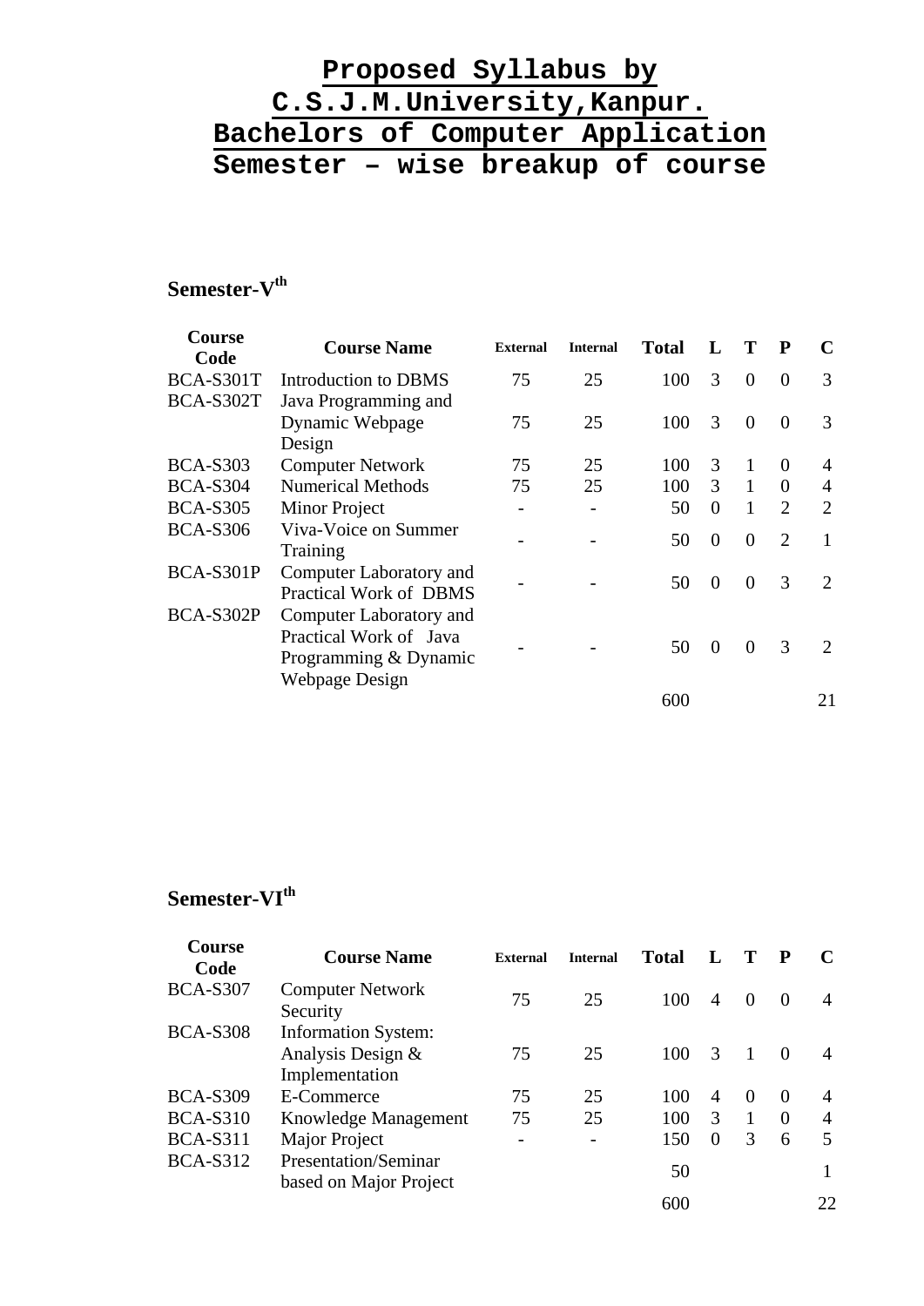# Proposed Syllabus by C.S.J.M.University,Kanpur.
# Bachelors of Computer Application
# Semester – wise breakup of course

## Semester-V[th]

| Course Code | Course Name | External | Internal | Total | L | T | P | C |
|---|---|---|---|---|---|---|---|---|
| BCA-S301T | Introduction to DBMS | 75 | 25 | 100 | 3 | 0 | 0 | 3 |
| BCA-S302T | Java Programming and Dynamic Webpage Design | 75 | 25 | 100 | 3 | 0 | 0 | 3 |
| BCA-S303 | Computer Network | 75 | 25 | 100 | 3 | 1 | 0 | 4 |
| BCA-S304 | Numerical Methods | 75 | 25 | 100 | 3 | 1 | 0 | 4 |
| BCA-S305 | Minor Project | - | - | 50 | 0 | 1 | 2 | 2 |
| BCA-S306 | Viva-Voice on Summer Training | - | - | 50 | 0 | 0 | 2 | 1 |
| BCA-S301P | Computer Laboratory and Practical Work of DBMS | - | - | 50 | 0 | 0 | 3 | 2 |
| BCA-S302P | Computer Laboratory and Practical Work of Java Programming & Dynamic Webpage Design | - | - | 50 | 0 | 0 | 3 | 2 |
| | | | | 600 | | | | 21 |

## Semester-VI[th]

| Course Code | Course Name | External | Internal | Total | L | T | P | C |
|---|---|---|---|---|---|---|---|---|
| BCA-S307 | Computer Network Security | 75 | 25 | 100 | 4 | 0 | 0 | 4 |
| BCA-S308 | Information System: Analysis Design & Implementation | 75 | 25 | 100 | 3 | 1 | 0 | 4 |
| BCA-S309 | E-Commerce | 75 | 25 | 100 | 4 | 0 | 0 | 4 |
| BCA-S310 | Knowledge Management | 75 | 25 | 100 | 3 | 1 | 0 | 4 |
| BCA-S311 | Major Project | - | - | 150 | 0 | 3 | 6 | 5 |
| BCA-S312 | Presentation/Seminar based on Major Project | | | 50 | | | | 1 |
| | | | | 600 | | | | 22 |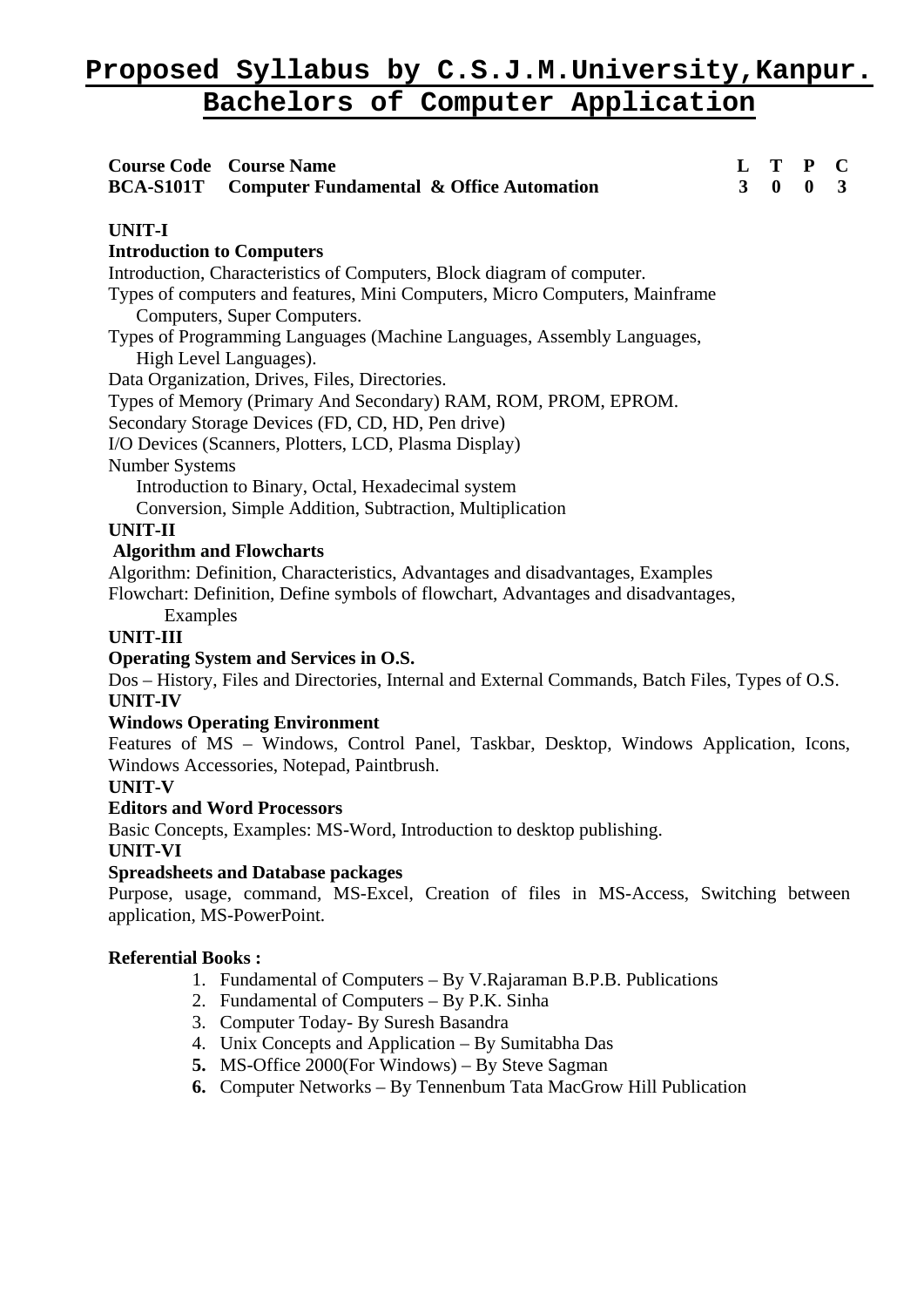# Proposed Syllabus by C.S.J.M.University,Kanpur.

## Bachelors of Computer Application

| Course Code | Course Name | L | T | P | C |
|---|---|---|---|---|---|
| **BCA-S101T** | **Computer Fundamental & Office Automation** | **3** | **0** | **0** | **3** |

**UNIT-I**

**Introduction to Computers**

Introduction, Characteristics of Computers, Block diagram of computer.

Types of computers and features, Mini Computers, Micro Computers, Mainframe Computers, Super Computers.

Types of Programming Languages (Machine Languages, Assembly Languages, High Level Languages).

Data Organization, Drives, Files, Directories.

Types of Memory (Primary And Secondary) RAM, ROM, PROM, EPROM.

Secondary Storage Devices (FD, CD, HD, Pen drive)

I/O Devices (Scanners, Plotters, LCD, Plasma Display)

Number Systems

Introduction to Binary, Octal, Hexadecimal system

Conversion, Simple Addition, Subtraction, Multiplication

**UNIT-II**

**Algorithm and Flowcharts**

Algorithm: Definition, Characteristics, Advantages and disadvantages, Examples

Flowchart: Definition, Define symbols of flowchart, Advantages and disadvantages, Examples

**UNIT-III**

**Operating System and Services in O.S.**

Dos – History, Files and Directories, Internal and External Commands, Batch Files, Types of O.S.

**UNIT-IV**

**Windows Operating Environment**

Features of MS – Windows, Control Panel, Taskbar, Desktop, Windows Application, Icons, Windows Accessories, Notepad, Paintbrush.

**UNIT-V**

**Editors and Word Processors**

Basic Concepts, Examples: MS-Word, Introduction to desktop publishing.

**UNIT-VI**

**Spreadsheets and Database packages**

Purpose, usage, command, MS-Excel, Creation of files in MS-Access, Switching between application, MS-PowerPoint.

**Referential Books :**

1. Fundamental of Computers – By V.Rajaraman B.P.B. Publications
2. Fundamental of Computers – By P.K. Sinha
3. Computer Today- By Suresh Basandra
4. Unix Concepts and Application – By Sumitabha Das
5. MS-Office 2000(For Windows) – By Steve Sagman
6. Computer Networks – By Tennenbum Tata MacGrow Hill Publication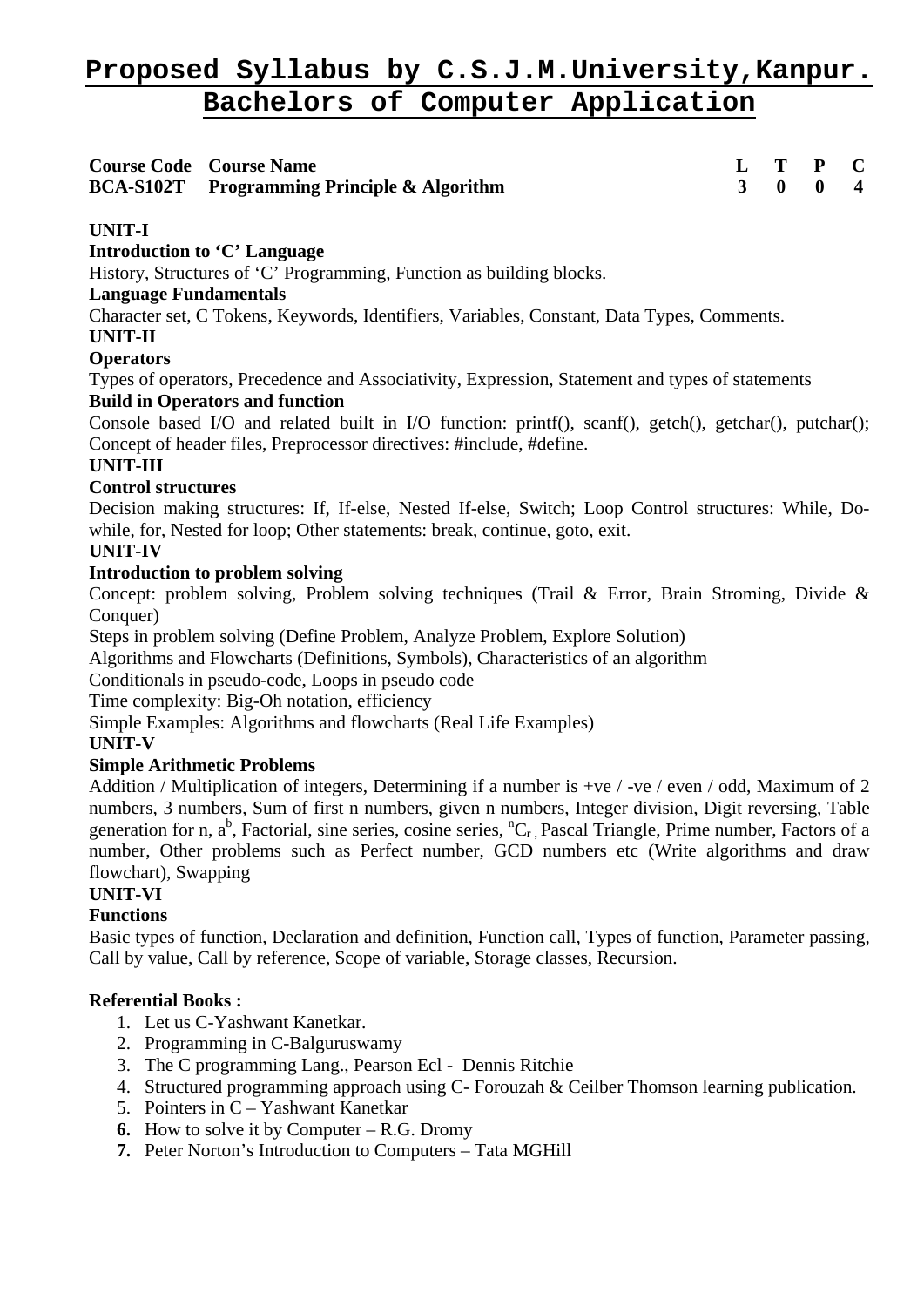# Proposed Syllabus by C.S.J.M.University,Kanpur.
## Bachelors of Computer Application

| Course Code | Course Name | L | T | P | C |
|---|---|---|---|---|---|
| BCA-S102T | Programming Principle & Algorithm | 3 | 0 | 0 | 4 |

**UNIT-I**

**Introduction to 'C' Language**

History, Structures of 'C' Programming, Function as building blocks.

**Language Fundamentals**

Character set, C Tokens, Keywords, Identifiers, Variables, Constant, Data Types, Comments.

**UNIT-II**

**Operators**

Types of operators, Precedence and Associativity, Expression, Statement and types of statements

**Build in Operators and function**

Console based I/O and related built in I/O function: printf(), scanf(), getch(), getchar(), putchar(); Concept of header files, Preprocessor directives: #include, #define.

**UNIT-III**

**Control structures**

Decision making structures: If, If-else, Nested If-else, Switch; Loop Control structures: While, Do-while, for, Nested for loop; Other statements: break, continue, goto, exit.

**UNIT-IV**

**Introduction to problem solving**

Concept: problem solving, Problem solving techniques (Trail & Error, Brain Stroming, Divide & Conquer)

Steps in problem solving (Define Problem, Analyze Problem, Explore Solution)

Algorithms and Flowcharts (Definitions, Symbols), Characteristics of an algorithm

Conditionals in pseudo-code, Loops in pseudo code

Time complexity: Big-Oh notation, efficiency

Simple Examples: Algorithms and flowcharts (Real Life Examples)

**UNIT-V**

**Simple Arithmetic Problems**

Addition / Multiplication of integers, Determining if a number is +ve / -ve / even / odd, Maximum of 2 numbers, 3 numbers, Sum of first n numbers, given n numbers, Integer division, Digit reversing, Table generation for n, $a^b$, Factorial, sine series, cosine series, ${}^nC_r$, Pascal Triangle, Prime number, Factors of a number, Other problems such as Perfect number, GCD numbers etc (Write algorithms and draw flowchart), Swapping

**UNIT-VI**

**Functions**

Basic types of function, Declaration and definition, Function call, Types of function, Parameter passing, Call by value, Call by reference, Scope of variable, Storage classes, Recursion.

**Referential Books :**

1. Let us C-Yashwant Kanetkar.
2. Programming in C-Balguruswamy
3. The C programming Lang., Pearson Ecl - Dennis Ritchie
4. Structured programming approach using C- Forouzah & Ceilber Thomson learning publication.
5. Pointers in C – Yashwant Kanetkar
6. How to solve it by Computer – R.G. Dromy
7. Peter Norton's Introduction to Computers – Tata MGHill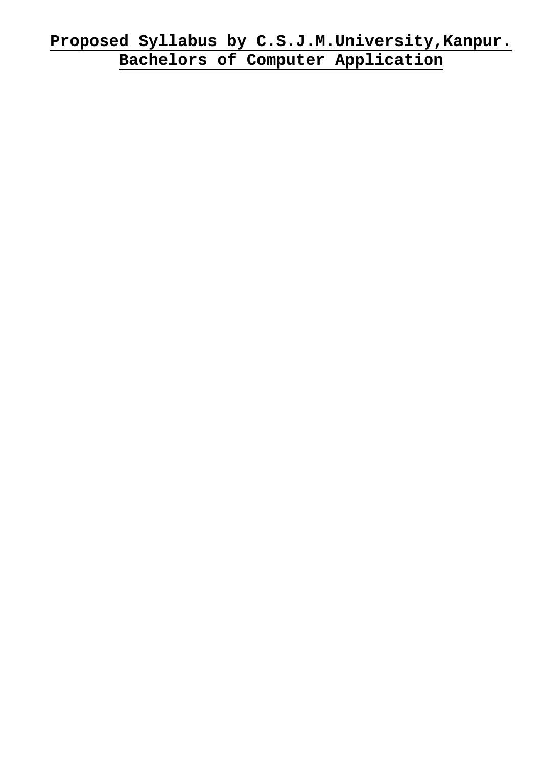**Proposed Syllabus by C.S.J.M.University,Kanpur.**
**Bachelors of Computer Application**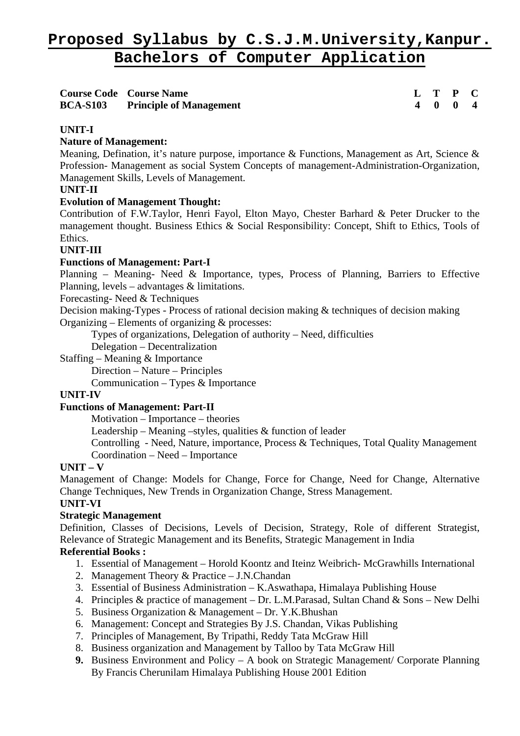# Proposed Syllabus by C.S.J.M.University,Kanpur.
# Bachelors of Computer Application

| Course Code | Course Name | L | T | P | C |
|---|---|---|---|---|---|
| **BCA-S103** | **Principle of Management** | **4** | **0** | **0** | **4** |

**UNIT-I**

**Nature of Management:**

Meaning, Defination, it's nature purpose, importance & Functions, Management as Art, Science & Profession- Management as social System Concepts of management-Administration-Organization, Management Skills, Levels of Management.

**UNIT-II**

**Evolution of Management Thought:**

Contribution of F.W.Taylor, Henri Fayol, Elton Mayo, Chester Barhard & Peter Drucker to the management thought. Business Ethics & Social Responsibility: Concept, Shift to Ethics, Tools of Ethics.

**UNIT-III**

**Functions of Management: Part-I**

Planning – Meaning- Need & Importance, types, Process of Planning, Barriers to Effective Planning, levels – advantages & limitations.

Forecasting- Need & Techniques

Decision making-Types - Process of rational decision making & techniques of decision making

Organizing – Elements of organizing & processes:

- Types of organizations, Delegation of authority – Need, difficulties
- Delegation – Decentralization

Staffing – Meaning & Importance

- Direction – Nature – Principles
- Communication – Types & Importance

**UNIT-IV**

**Functions of Management: Part-II**

- Motivation – Importance – theories
- Leadership – Meaning –styles, qualities & function of leader
- Controlling - Need, Nature, importance, Process & Techniques, Total Quality Management
- Coordination – Need – Importance

**UNIT – V**

Management of Change: Models for Change, Force for Change, Need for Change, Alternative Change Techniques, New Trends in Organization Change, Stress Management.

**UNIT-VI**

**Strategic Management**

Definition, Classes of Decisions, Levels of Decision, Strategy, Role of different Strategist, Relevance of Strategic Management and its Benefits, Strategic Management in India

**Referential Books :**

1. Essential of Management – Horold Koontz and Iteinz Weibrich- McGrawhills International
2. Management Theory & Practice – J.N.Chandan
3. Essential of Business Administration – K.Aswathapa, Himalaya Publishing House
4. Principles & practice of management – Dr. L.M.Parasad, Sultan Chand & Sons – New Delhi
5. Business Organization & Management – Dr. Y.K.Bhushan
6. Management: Concept and Strategies By J.S. Chandan, Vikas Publishing
7. Principles of Management, By Tripathi, Reddy Tata McGraw Hill
8. Business organization and Management by Talloo by Tata McGraw Hill
9. Business Environment and Policy – A book on Strategic Management/ Corporate Planning By Francis Cherunilam Himalaya Publishing House 2001 Edition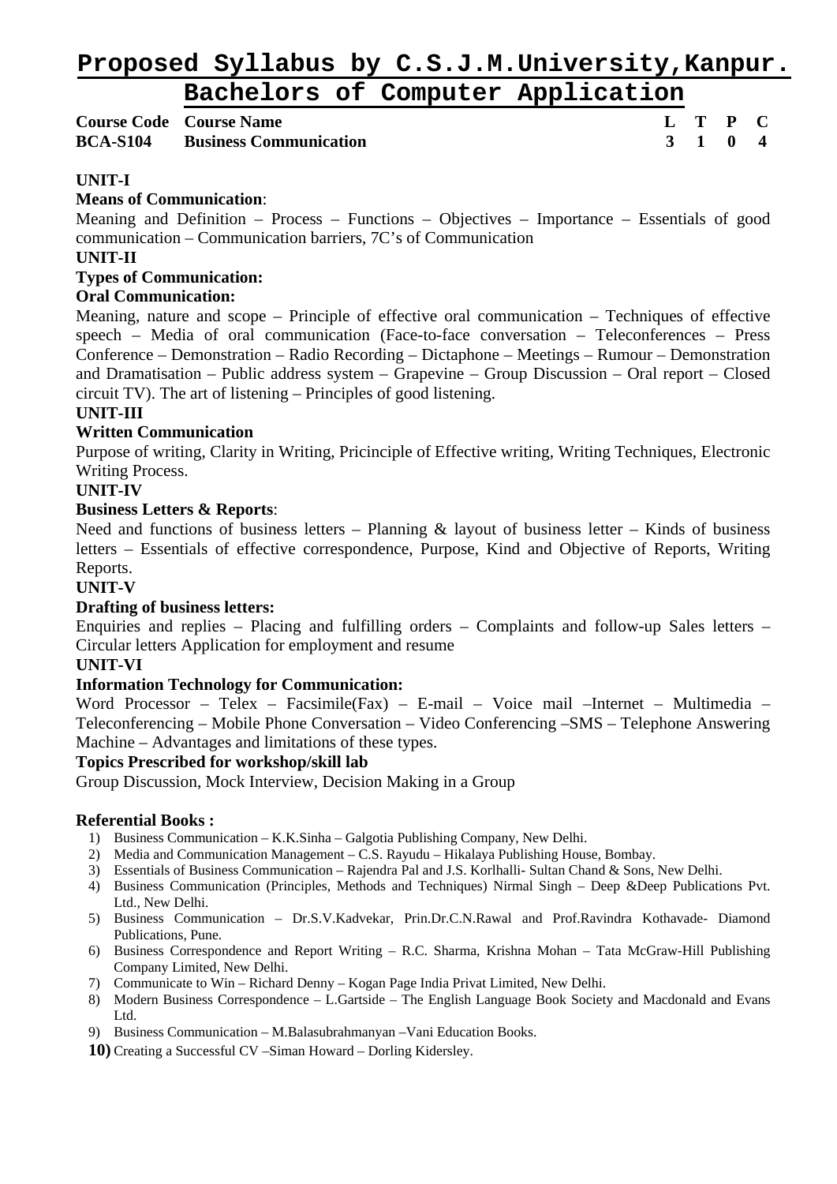# Proposed Syllabus by C.S.J.M.University,Kanpur.

## Bachelors of Computer Application

| Course Code | Course Name | L | T | P | C |
|---|---|---|---|---|---|
| BCA-S104 | Business Communication | 3 | 1 | 0 | 4 |

**UNIT-I**

**Means of Communication**:

Meaning and Definition – Process – Functions – Objectives – Importance – Essentials of good communication – Communication barriers, 7C's of Communication

**UNIT-II**

**Types of Communication:**

**Oral Communication:**

Meaning, nature and scope – Principle of effective oral communication – Techniques of effective speech – Media of oral communication (Face-to-face conversation – Teleconferences – Press Conference – Demonstration – Radio Recording – Dictaphone – Meetings – Rumour – Demonstration and Dramatisation – Public address system – Grapevine – Group Discussion – Oral report – Closed circuit TV). The art of listening – Principles of good listening.

**UNIT-III**

**Written Communication**

Purpose of writing, Clarity in Writing, Pricinciple of Effective writing, Writing Techniques, Electronic Writing Process.

**UNIT-IV**

**Business Letters & Reports**:

Need and functions of business letters – Planning & layout of business letter – Kinds of business letters – Essentials of effective correspondence, Purpose, Kind and Objective of Reports, Writing Reports.

**UNIT-V**

**Drafting of business letters:**

Enquiries and replies – Placing and fulfilling orders – Complaints and follow-up Sales letters – Circular letters Application for employment and resume

**UNIT-VI**

**Information Technology for Communication:**

Word Processor – Telex – Facsimile(Fax) – E-mail – Voice mail –Internet – Multimedia – Teleconferencing – Mobile Phone Conversation – Video Conferencing –SMS – Telephone Answering Machine – Advantages and limitations of these types.

**Topics Prescribed for workshop/skill lab**

Group Discussion, Mock Interview, Decision Making in a Group

**Referential Books :**

1) Business Communication – K.K.Sinha – Galgotia Publishing Company, New Delhi.
2) Media and Communication Management – C.S. Rayudu – Hikalaya Publishing House, Bombay.
3) Essentials of Business Communication – Rajendra Pal and J.S. Korlhalli- Sultan Chand & Sons, New Delhi.
4) Business Communication (Principles, Methods and Techniques) Nirmal Singh – Deep &Deep Publications Pvt. Ltd., New Delhi.
5) Business Communication – Dr.S.V.Kadvekar, Prin.Dr.C.N.Rawal and Prof.Ravindra Kothavade- Diamond Publications, Pune.
6) Business Correspondence and Report Writing – R.C. Sharma, Krishna Mohan – Tata McGraw-Hill Publishing Company Limited, New Delhi.
7) Communicate to Win – Richard Denny – Kogan Page India Privat Limited, New Delhi.
8) Modern Business Correspondence – L.Gartside – The English Language Book Society and Macdonald and Evans Ltd.
9) Business Communication – M.Balasubrahmanyan –Vani Education Books.
10) Creating a Successful CV –Siman Howard – Dorling Kidersley.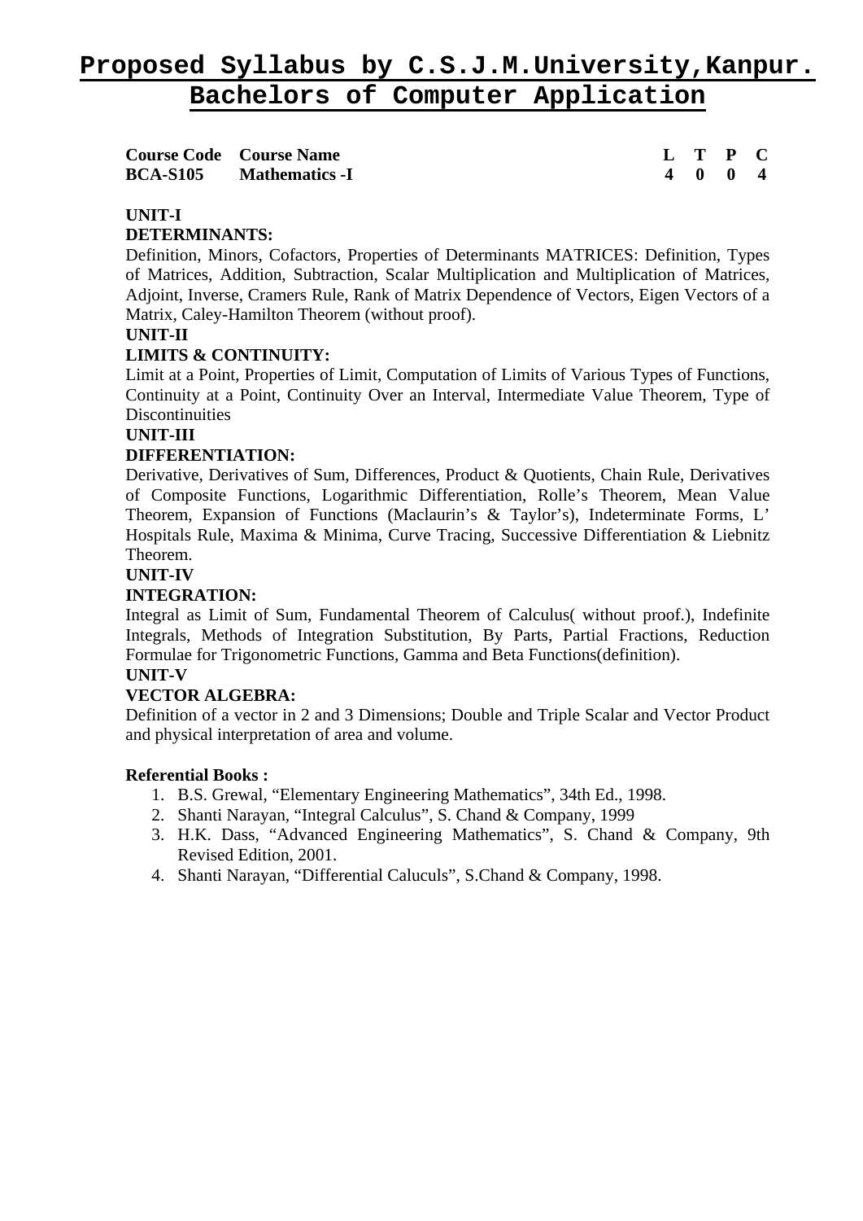# Proposed Syllabus by C.S.J.M.University,Kanpur.
## Bachelors of Computer Application

| Course Code | Course Name | L | T | P | C |
|---|---|---|---|---|---|
| BCA-S105 | Mathematics -I | 4 | 0 | 0 | 4 |

**UNIT-I**

**DETERMINANTS:**

Definition, Minors, Cofactors, Properties of Determinants MATRICES: Definition, Types of Matrices, Addition, Subtraction, Scalar Multiplication and Multiplication of Matrices, Adjoint, Inverse, Cramers Rule, Rank of Matrix Dependence of Vectors, Eigen Vectors of a Matrix, Caley-Hamilton Theorem (without proof).

**UNIT-II**

**LIMITS & CONTINUITY:**

Limit at a Point, Properties of Limit, Computation of Limits of Various Types of Functions, Continuity at a Point, Continuity Over an Interval, Intermediate Value Theorem, Type of Discontinuities

**UNIT-III**

**DIFFERENTIATION:**

Derivative, Derivatives of Sum, Differences, Product & Quotients, Chain Rule, Derivatives of Composite Functions, Logarithmic Differentiation, Rolle's Theorem, Mean Value Theorem, Expansion of Functions (Maclaurin's & Taylor's), Indeterminate Forms, L' Hospitals Rule, Maxima & Minima, Curve Tracing, Successive Differentiation & Liebnitz Theorem.

**UNIT-IV**

**INTEGRATION:**

Integral as Limit of Sum, Fundamental Theorem of Calculus( without proof.), Indefinite Integrals, Methods of Integration Substitution, By Parts, Partial Fractions, Reduction Formulae for Trigonometric Functions, Gamma and Beta Functions(definition).

**UNIT-V**

**VECTOR ALGEBRA:**

Definition of a vector in 2 and 3 Dimensions; Double and Triple Scalar and Vector Product and physical interpretation of area and volume.

**Referential Books :**

1. B.S. Grewal, "Elementary Engineering Mathematics", 34th Ed., 1998.
2. Shanti Narayan, "Integral Calculus", S. Chand & Company, 1999
3. H.K. Dass, "Advanced Engineering Mathematics", S. Chand & Company, 9th Revised Edition, 2001.
4. Shanti Narayan, "Differential Caluculs", S.Chand & Company, 1998.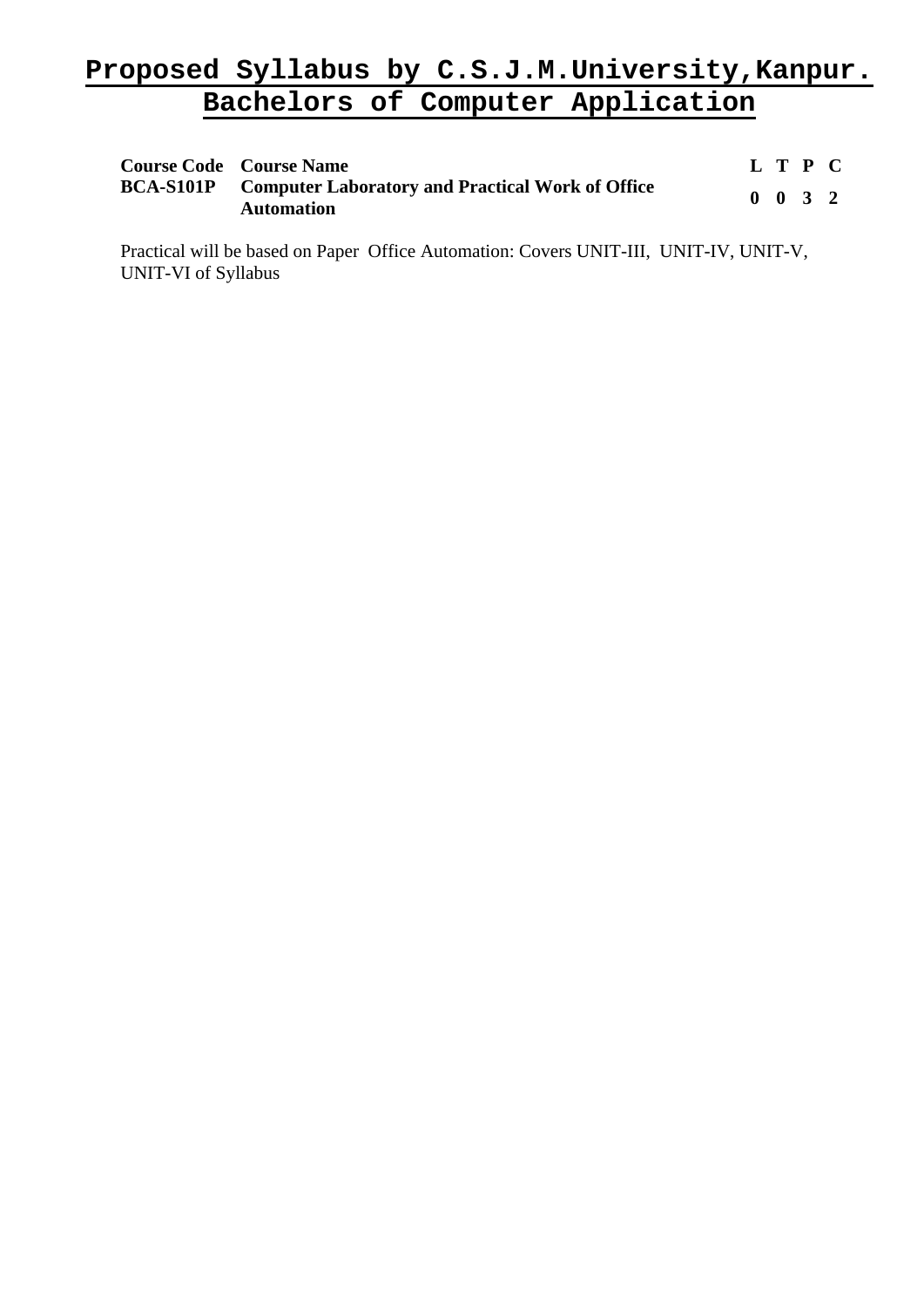# Proposed Syllabus by C.S.J.M.University,Kanpur.
## Bachelors of Computer Application

| Course Code | Course Name | L | T | P | C |
|---|---|---|---|---|---|
| **BCA-S101P** | **Computer Laboratory and Practical Work of Office Automation** | **0** | **0** | **3** | **2** |

Practical will be based on Paper Office Automation: Covers UNIT-III, UNIT-IV, UNIT-V, UNIT-VI of Syllabus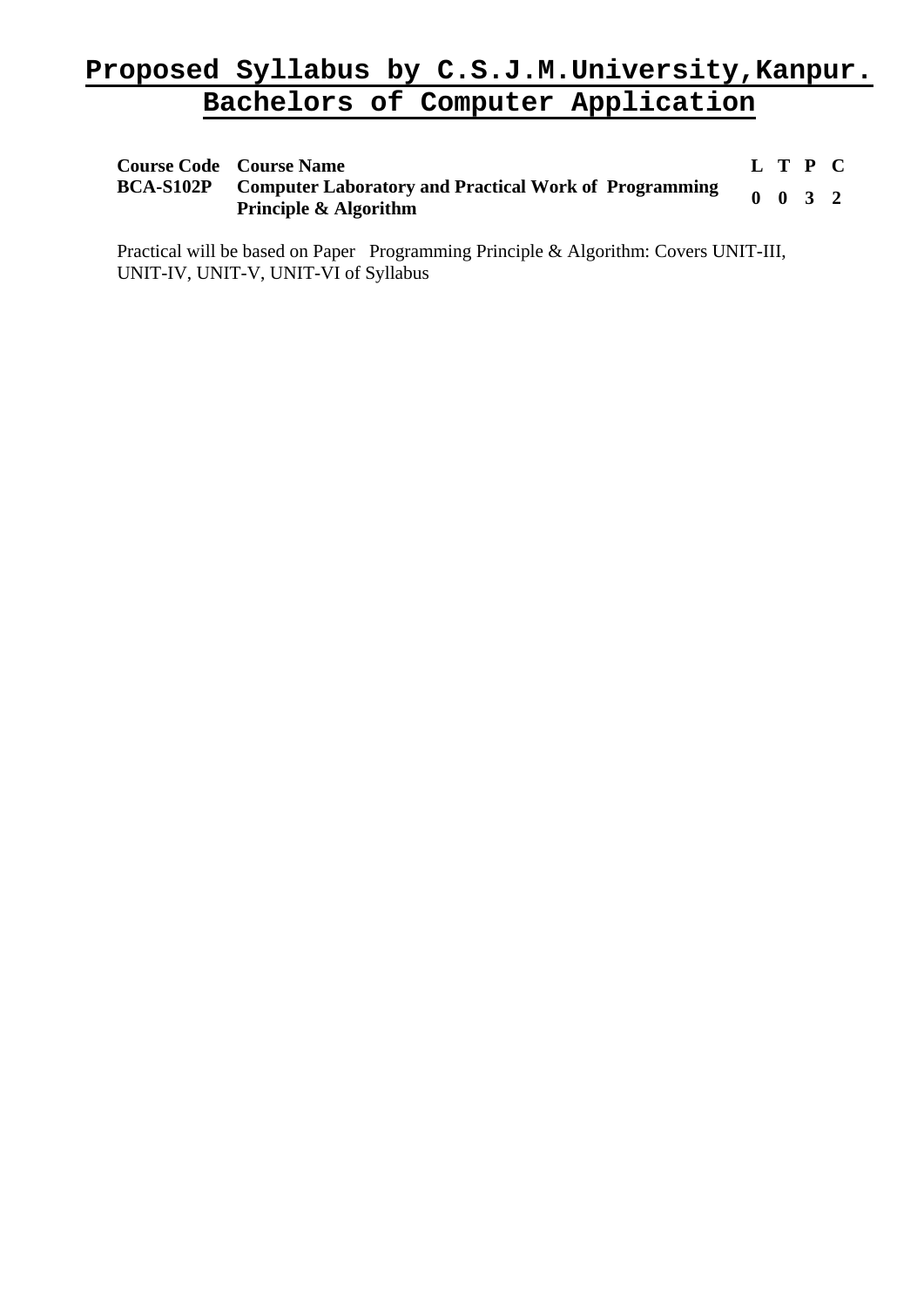# Proposed Syllabus by C.S.J.M.University,Kanpur.
# Bachelors of Computer Application

| Course Code | Course Name | L | T | P | C |
|---|---|---|---|---|---|
| **BCA-S102P** | **Computer Laboratory and Practical Work of Programming Principle & Algorithm** | **0** | **0** | **3** | **2** |

Practical will be based on Paper Programming Principle & Algorithm: Covers UNIT-III, UNIT-IV, UNIT-V, UNIT-VI of Syllabus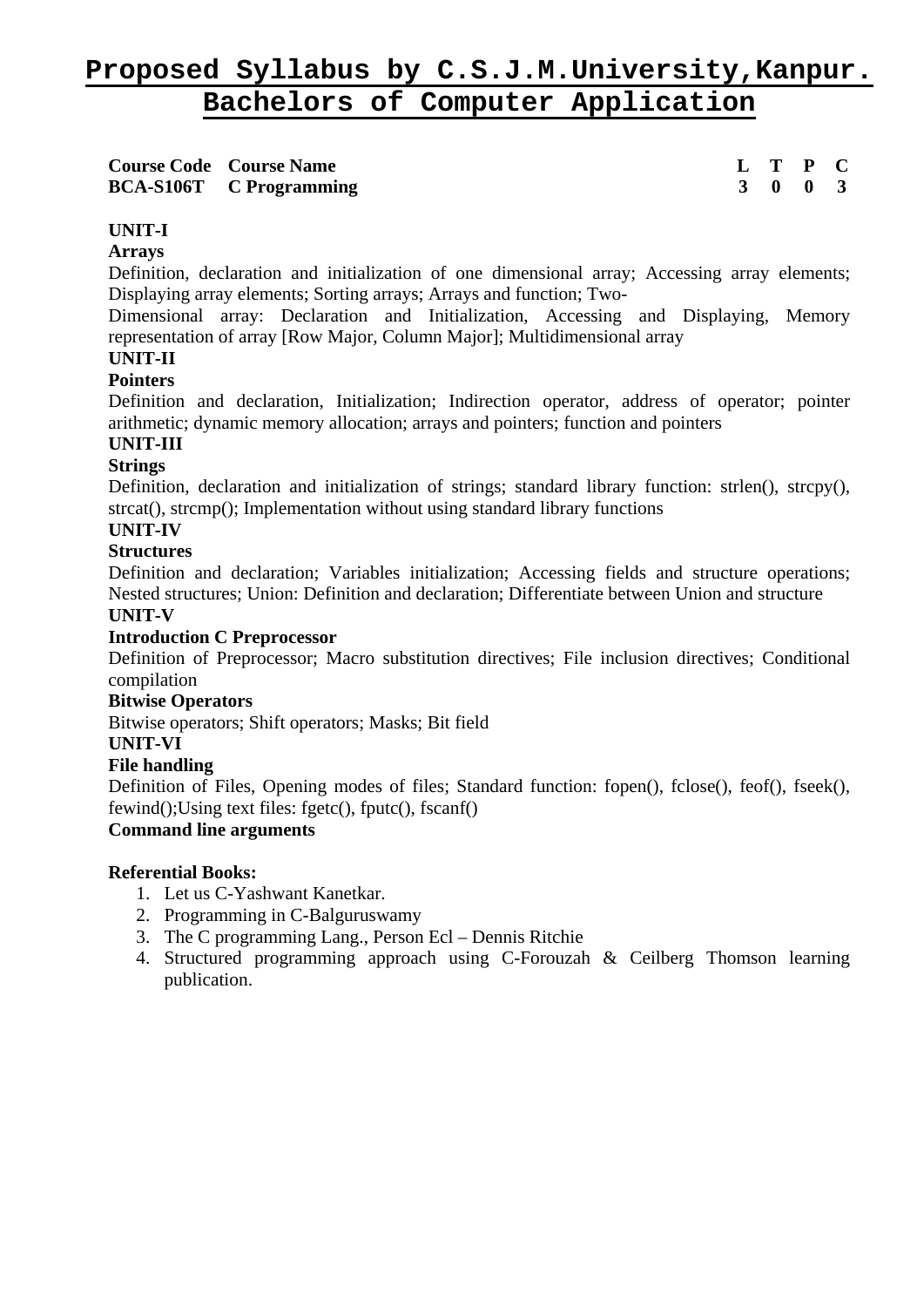# Proposed Syllabus by C.S.J.M.University,Kanpur.
# Bachelors of Computer Application

| Course Code | Course Name | L | T | P | C |
|---|---|---|---|---|---|
| BCA-S106T | C Programming | 3 | 0 | 0 | 3 |

**UNIT-I**

**Arrays**

Definition, declaration and initialization of one dimensional array; Accessing array elements; Displaying array elements; Sorting arrays; Arrays and function; Two-Dimensional array: Declaration and Initialization, Accessing and Displaying, Memory representation of array [Row Major, Column Major]; Multidimensional array

**UNIT-II**

**Pointers**

Definition and declaration, Initialization; Indirection operator, address of operator; pointer arithmetic; dynamic memory allocation; arrays and pointers; function and pointers

**UNIT-III**

**Strings**

Definition, declaration and initialization of strings; standard library function: strlen(), strcpy(), strcat(), strcmp(); Implementation without using standard library functions

**UNIT-IV**

**Structures**

Definition and declaration; Variables initialization; Accessing fields and structure operations; Nested structures; Union: Definition and declaration; Differentiate between Union and structure

**UNIT-V**

**Introduction C Preprocessor**

Definition of Preprocessor; Macro substitution directives; File inclusion directives; Conditional compilation

**Bitwise Operators**

Bitwise operators; Shift operators; Masks; Bit field

**UNIT-VI**

**File handling**

Definition of Files, Opening modes of files; Standard function: fopen(), fclose(), feof(), fseek(), fewind();Using text files: fgetc(), fputc(), fscanf()

**Command line arguments**

**Referential Books:**

1. Let us C-Yashwant Kanetkar.
2. Programming in C-Balguruswamy
3. The C programming Lang., Person Ecl – Dennis Ritchie
4. Structured programming approach using C-Forouzah & Ceilberg Thomson learning publication.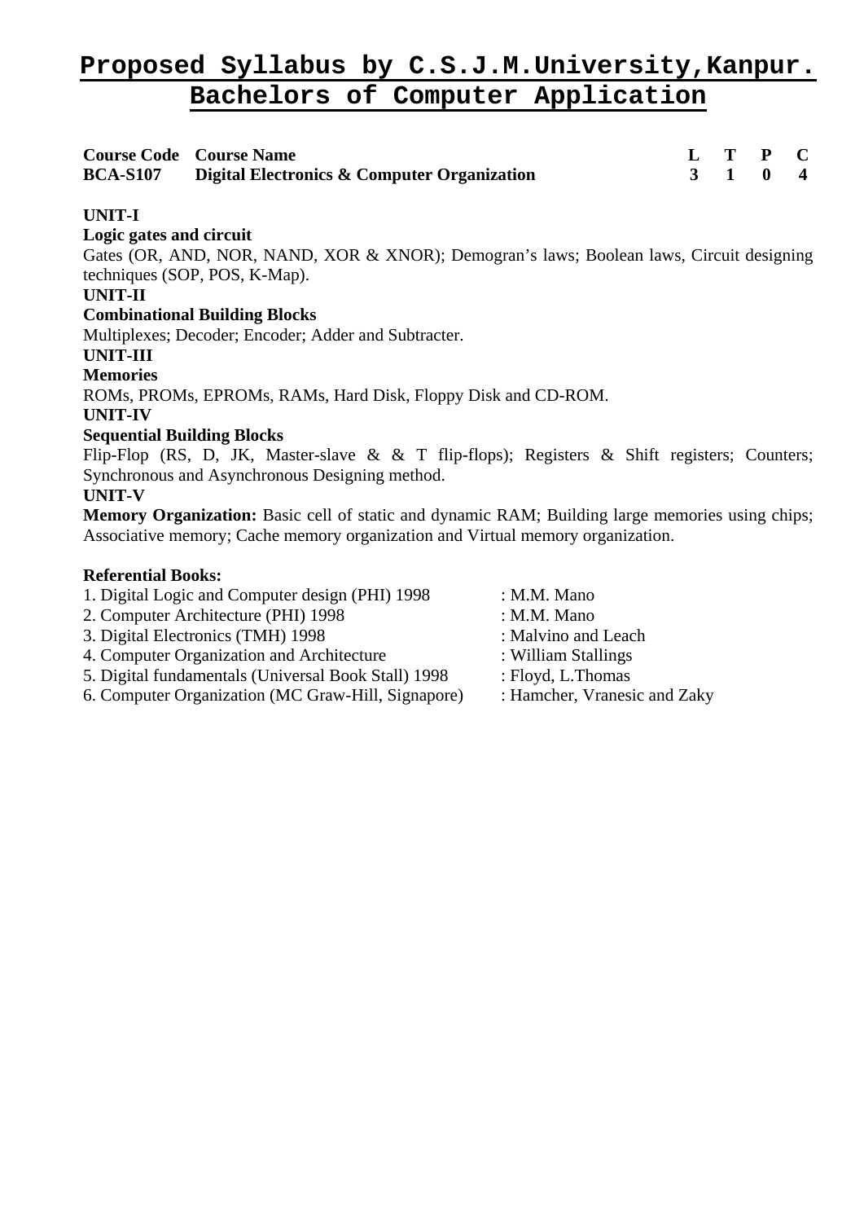# Proposed Syllabus by C.S.J.M.University,Kanpur.
## Bachelors of Computer Application

| Course Code | Course Name | L | T | P | C |
|---|---|---|---|---|---|
| **BCA-S107** | **Digital Electronics & Computer Organization** | **3** | **1** | **0** | **4** |

**UNIT-I**

**Logic gates and circuit**

Gates (OR, AND, NOR, NAND, XOR & XNOR); Demogran's laws; Boolean laws, Circuit designing techniques (SOP, POS, K-Map).

**UNIT-II**

**Combinational Building Blocks**

Multiplexes; Decoder; Encoder; Adder and Subtracter.

**UNIT-III**

**Memories**

ROMs, PROMs, EPROMs, RAMs, Hard Disk, Floppy Disk and CD-ROM.

**UNIT-IV**

**Sequential Building Blocks**

Flip-Flop (RS, D, JK, Master-slave & & T flip-flops); Registers & Shift registers; Counters; Synchronous and Asynchronous Designing method.

**UNIT-V**

**Memory Organization:** Basic cell of static and dynamic RAM; Building large memories using chips; Associative memory; Cache memory organization and Virtual memory organization.

**Referential Books:**

1. Digital Logic and Computer design (PHI) 1998 : M.M. Mano
2. Computer Architecture (PHI) 1998 : M.M. Mano
3. Digital Electronics (TMH) 1998 : Malvino and Leach
4. Computer Organization and Architecture : William Stallings
5. Digital fundamentals (Universal Book Stall) 1998 : Floyd, L.Thomas
6. Computer Organization (MC Graw-Hill, Signapore) : Hamcher, Vranesic and Zaky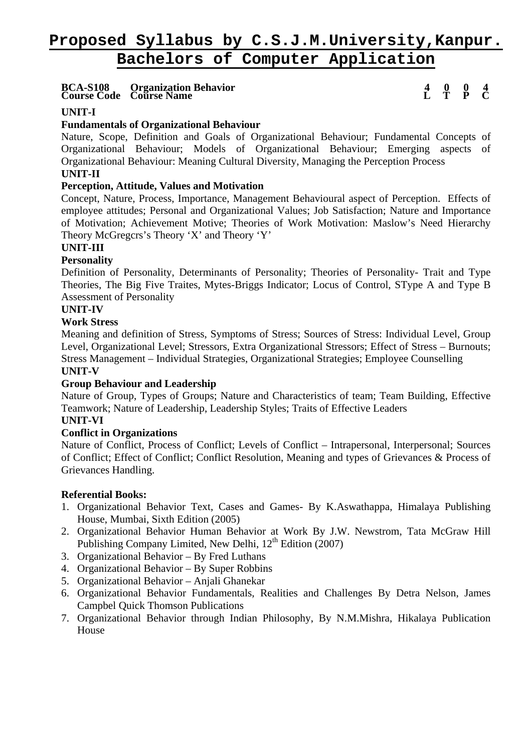# Proposed Syllabus by C.S.J.M.University,Kanpur.

## Bachelors of Computer Application

| **BCA-S108** | **Organization Behavior** | **4** | **0** | **0** | **4** |
|---|---|---|---|---|---|
| **Course Code** | **Course Name** | **L** | **T** | **P** | **C** |

**UNIT-I**

**Fundamentals of Organizational Behaviour**

Nature, Scope, Definition and Goals of Organizational Behaviour; Fundamental Concepts of Organizational Behaviour; Models of Organizational Behaviour; Emerging aspects of Organizational Behaviour: Meaning Cultural Diversity, Managing the Perception Process

**UNIT-II**

**Perception, Attitude, Values and Motivation**

Concept, Nature, Process, Importance, Management Behavioural aspect of Perception. Effects of employee attitudes; Personal and Organizational Values; Job Satisfaction; Nature and Importance of Motivation; Achievement Motive; Theories of Work Motivation: Maslow's Need Hierarchy Theory McGregcrs's Theory 'X' and Theory 'Y'

**UNIT-III**

**Personality**

Definition of Personality, Determinants of Personality; Theories of Personality- Trait and Type Theories, The Big Five Traites, Mytes-Briggs Indicator; Locus of Control, SType A and Type B Assessment of Personality

**UNIT-IV**

**Work Stress**

Meaning and definition of Stress, Symptoms of Stress; Sources of Stress: Individual Level, Group Level, Organizational Level; Stressors, Extra Organizational Stressors; Effect of Stress – Burnouts; Stress Management – Individual Strategies, Organizational Strategies; Employee Counselling

**UNIT-V**

**Group Behaviour and Leadership**

Nature of Group, Types of Groups; Nature and Characteristics of team; Team Building, Effective Teamwork; Nature of Leadership, Leadership Styles; Traits of Effective Leaders

**UNIT-VI**

**Conflict in Organizations**

Nature of Conflict, Process of Conflict; Levels of Conflict – Intrapersonal, Interpersonal; Sources of Conflict; Effect of Conflict; Conflict Resolution, Meaning and types of Grievances & Process of Grievances Handling.

**Referential Books:**

1. Organizational Behavior Text, Cases and Games- By K.Aswathappa, Himalaya Publishing House, Mumbai, Sixth Edition (2005)
2. Organizational Behavior Human Behavior at Work By J.W. Newstrom, Tata McGraw Hill Publishing Company Limited, New Delhi, 12th Edition (2007)
3. Organizational Behavior – By Fred Luthans
4. Organizational Behavior – By Super Robbins
5. Organizational Behavior – Anjali Ghanekar
6. Organizational Behavior Fundamentals, Realities and Challenges By Detra Nelson, James Campbel Quick Thomson Publications
7. Organizational Behavior through Indian Philosophy, By N.M.Mishra, Hikalaya Publication House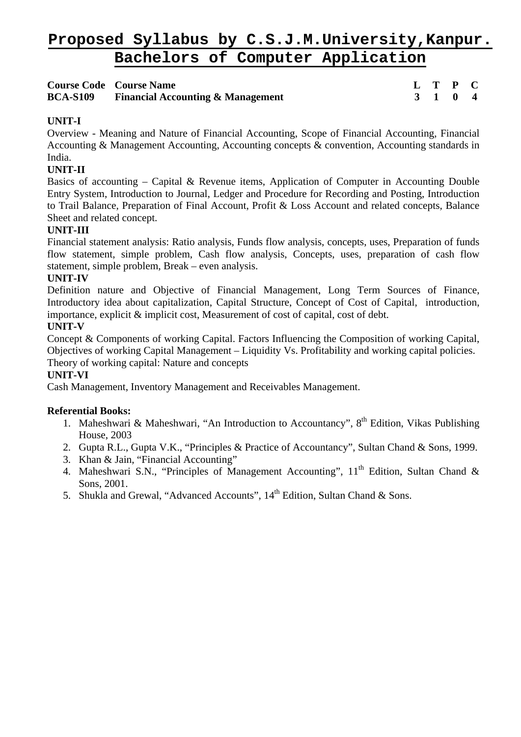# Proposed Syllabus by C.S.J.M.University,Kanpur.

## Bachelors of Computer Application

| Course Code | Course Name | L | T | P | C |
|---|---|---|---|---|---|
| **BCA-S109** | **Financial Accounting & Management** | **3** | **1** | **0** | **4** |

**UNIT-I**

Overview - Meaning and Nature of Financial Accounting, Scope of Financial Accounting, Financial Accounting & Management Accounting, Accounting concepts & convention, Accounting standards in India.

**UNIT-II**

Basics of accounting – Capital & Revenue items, Application of Computer in Accounting Double Entry System, Introduction to Journal, Ledger and Procedure for Recording and Posting, Introduction to Trail Balance, Preparation of Final Account, Profit & Loss Account and related concepts, Balance Sheet and related concept.

**UNIT-III**

Financial statement analysis: Ratio analysis, Funds flow analysis, concepts, uses, Preparation of funds flow statement, simple problem, Cash flow analysis, Concepts, uses, preparation of cash flow statement, simple problem, Break – even analysis.

**UNIT-IV**

Definition nature and Objective of Financial Management, Long Term Sources of Finance, Introductory idea about capitalization, Capital Structure, Concept of Cost of Capital, introduction, importance, explicit & implicit cost, Measurement of cost of capital, cost of debt.

**UNIT-V**

Concept & Components of working Capital. Factors Influencing the Composition of working Capital, Objectives of working Capital Management – Liquidity Vs. Profitability and working capital policies. Theory of working capital: Nature and concepts

**UNIT-VI**

Cash Management, Inventory Management and Receivables Management.

**Referential Books:**

1. Maheshwari & Maheshwari, "An Introduction to Accountancy", 8th Edition, Vikas Publishing House, 2003
2. Gupta R.L., Gupta V.K., "Principles & Practice of Accountancy", Sultan Chand & Sons, 1999.
3. Khan & Jain, "Financial Accounting"
4. Maheshwari S.N., "Principles of Management Accounting", 11th Edition, Sultan Chand & Sons, 2001.
5. Shukla and Grewal, "Advanced Accounts", 14th Edition, Sultan Chand & Sons.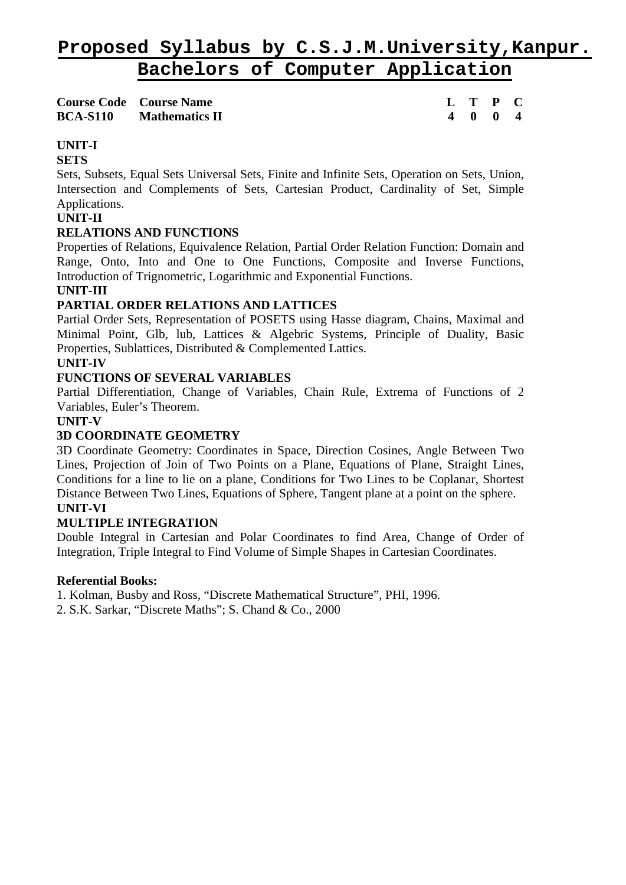# Proposed Syllabus by C.S.J.M.University,Kanpur.
# Bachelors of Computer Application

| Course Code | Course Name | L | T | P | C |
|---|---|---|---|---|---|
| **BCA-S110** | **Mathematics II** | **4** | **0** | **0** | **4** |

**UNIT-I**

**SETS**

Sets, Subsets, Equal Sets Universal Sets, Finite and Infinite Sets, Operation on Sets, Union, Intersection and Complements of Sets, Cartesian Product, Cardinality of Set, Simple Applications.

**UNIT-II**

**RELATIONS AND FUNCTIONS**

Properties of Relations, Equivalence Relation, Partial Order Relation Function: Domain and Range, Onto, Into and One to One Functions, Composite and Inverse Functions, Introduction of Trignometric, Logarithmic and Exponential Functions.

**UNIT-III**

**PARTIAL ORDER RELATIONS AND LATTICES**

Partial Order Sets, Representation of POSETS using Hasse diagram, Chains, Maximal and Minimal Point, Glb, lub, Lattices & Algebric Systems, Principle of Duality, Basic Properties, Sublattices, Distributed & Complemented Lattics.

**UNIT-IV**

**FUNCTIONS OF SEVERAL VARIABLES**

Partial Differentiation, Change of Variables, Chain Rule, Extrema of Functions of 2 Variables, Euler's Theorem.

**UNIT-V**

**3D COORDINATE GEOMETRY**

3D Coordinate Geometry: Coordinates in Space, Direction Cosines, Angle Between Two Lines, Projection of Join of Two Points on a Plane, Equations of Plane, Straight Lines, Conditions for a line to lie on a plane, Conditions for Two Lines to be Coplanar, Shortest Distance Between Two Lines, Equations of Sphere, Tangent plane at a point on the sphere.

**UNIT-VI**

**MULTIPLE INTEGRATION**

Double Integral in Cartesian and Polar Coordinates to find Area, Change of Order of Integration, Triple Integral to Find Volume of Simple Shapes in Cartesian Coordinates.

**Referential Books:**

1. Kolman, Busby and Ross, "Discrete Mathematical Structure", PHI, 1996.
2. S.K. Sarkar, "Discrete Maths"; S. Chand & Co., 2000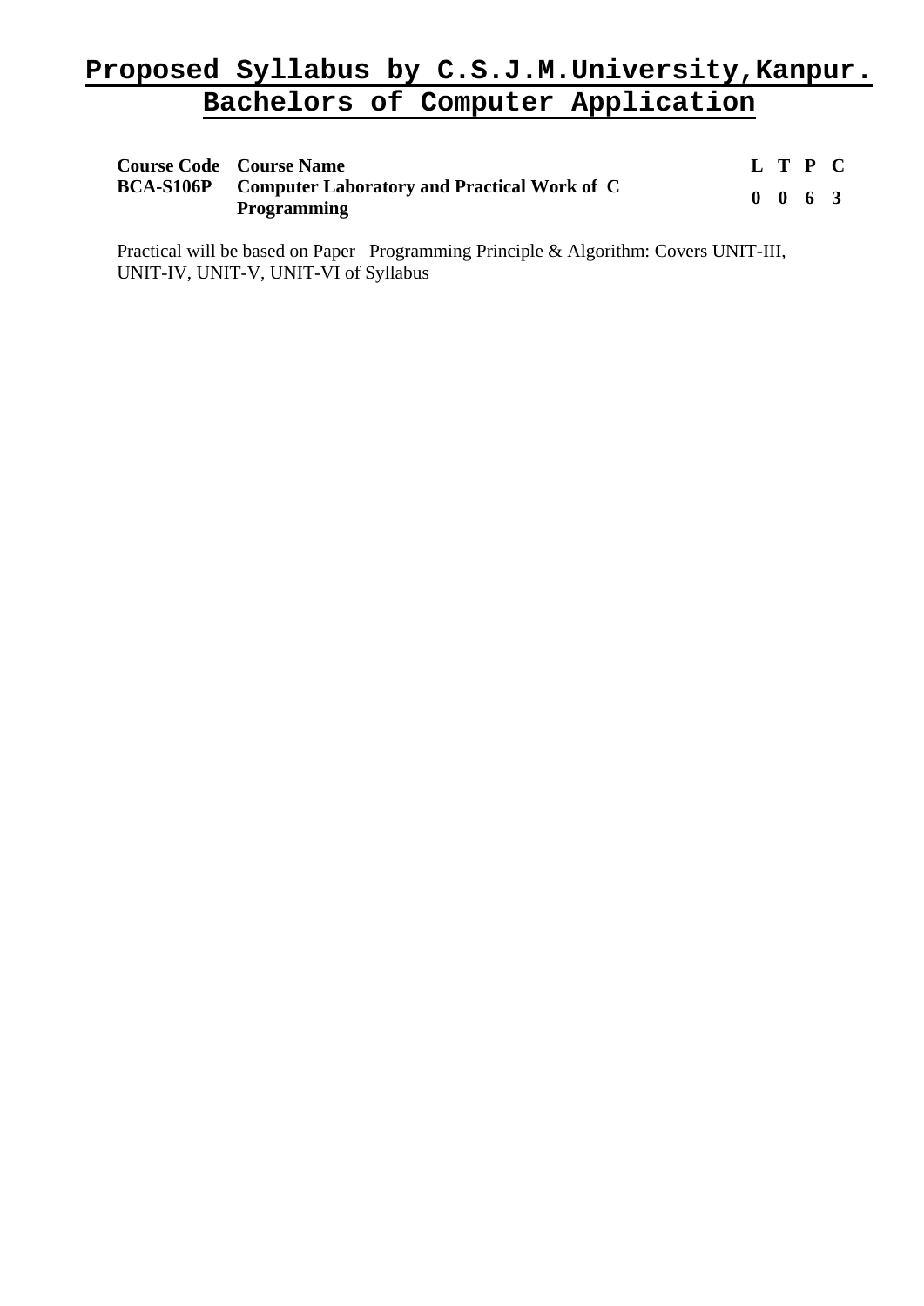# Proposed Syllabus by C.S.J.M.University,Kanpur.
# Bachelors of Computer Application

| Course Code | Course Name | L | T | P | C |
|---|---|---|---|---|---|
| BCA-S106P | Computer Laboratory and Practical Work of C Programming | 0 | 0 | 6 | 3 |

Practical will be based on Paper Programming Principle & Algorithm: Covers UNIT-III, UNIT-IV, UNIT-V, UNIT-VI of Syllabus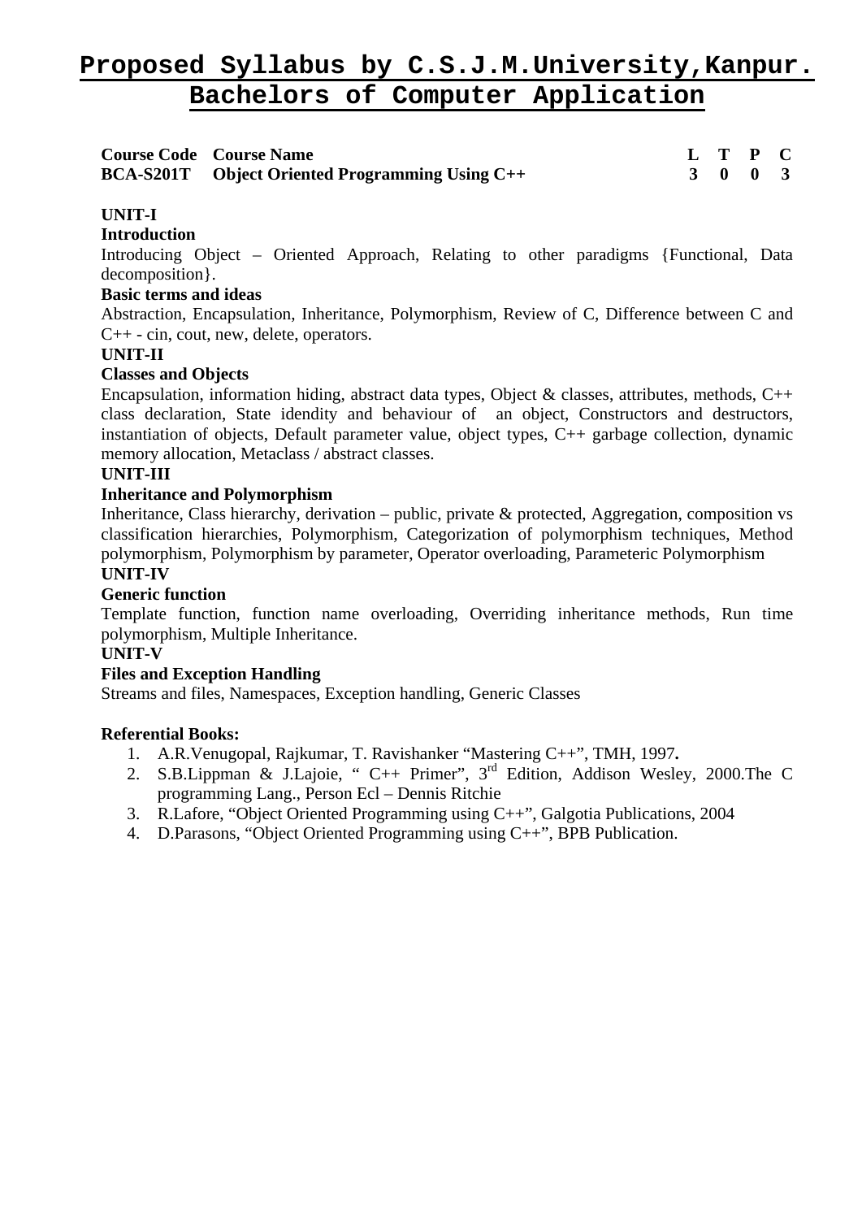# Proposed Syllabus by C.S.J.M.University,Kanpur.

## Bachelors of Computer Application

| Course Code | Course Name | L | T | P | C |
|---|---|---|---|---|---|
| **BCA-S201T** | **Object Oriented Programming Using C++** | **3** | **0** | **0** | **3** |

**UNIT-I**

**Introduction**

Introducing Object – Oriented Approach, Relating to other paradigms {Functional, Data decomposition}.

**Basic terms and ideas**

Abstraction, Encapsulation, Inheritance, Polymorphism, Review of C, Difference between C and C++ - cin, cout, new, delete, operators.

**UNIT-II**

**Classes and Objects**

Encapsulation, information hiding, abstract data types, Object & classes, attributes, methods, C++ class declaration, State idendity and behaviour of an object, Constructors and destructors, instantiation of objects, Default parameter value, object types, C++ garbage collection, dynamic memory allocation, Metaclass / abstract classes.

**UNIT-III**

**Inheritance and Polymorphism**

Inheritance, Class hierarchy, derivation – public, private & protected, Aggregation, composition vs classification hierarchies, Polymorphism, Categorization of polymorphism techniques, Method polymorphism, Polymorphism by parameter, Operator overloading, Parameteric Polymorphism

**UNIT-IV**

**Generic function**

Template function, function name overloading, Overriding inheritance methods, Run time polymorphism, Multiple Inheritance.

**UNIT-V**

**Files and Exception Handling**

Streams and files, Namespaces, Exception handling, Generic Classes

**Referential Books:**

1. A.R.Venugopal, Rajkumar, T. Ravishanker "Mastering C++", TMH, 1997**.**
2. S.B.Lippman & J.Lajoie, " C++ Primer", 3rd Edition, Addison Wesley, 2000.The C programming Lang., Person Ecl – Dennis Ritchie
3. R.Lafore, "Object Oriented Programming using C++", Galgotia Publications, 2004
4. D.Parasons, "Object Oriented Programming using C++", BPB Publication.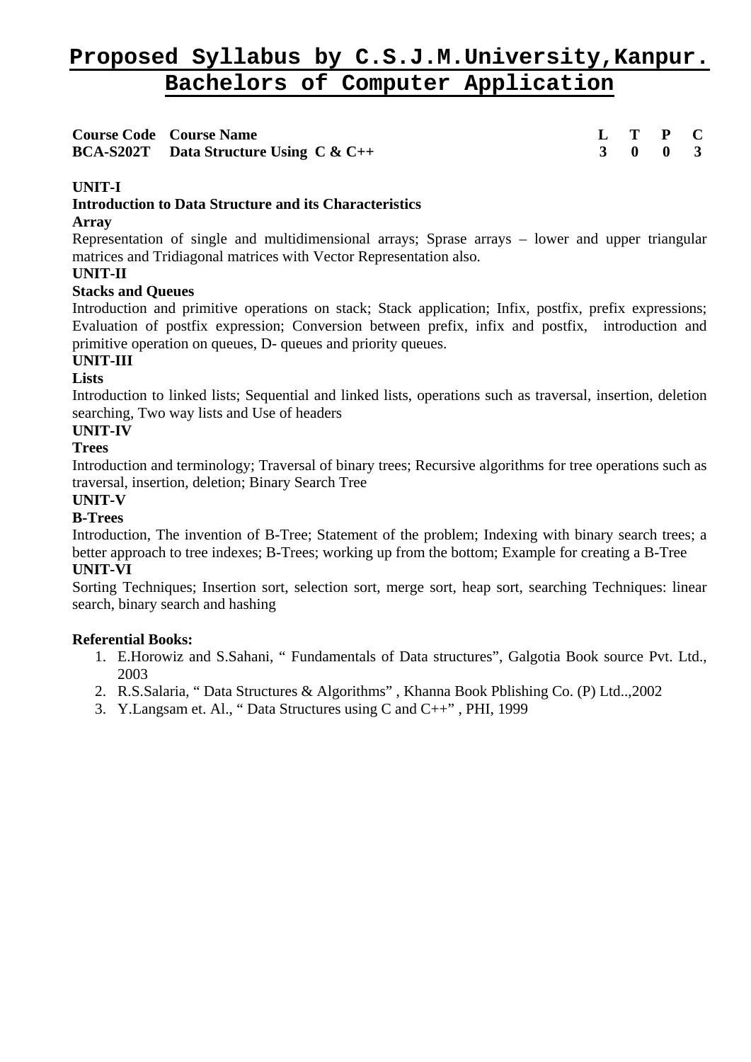# Proposed Syllabus by C.S.J.M.University,Kanpur.
# Bachelors of Computer Application

| Course Code | Course Name | L | T | P | C |
|---|---|---|---|---|---|
| **BCA-S202T** | **Data Structure Using C & C++** | **3** | **0** | **0** | **3** |

**UNIT-I**

**Introduction to Data Structure and its Characteristics**

**Array**

Representation of single and multidimensional arrays; Sprase arrays – lower and upper triangular matrices and Tridiagonal matrices with Vector Representation also.

**UNIT-II**

**Stacks and Queues**

Introduction and primitive operations on stack; Stack application; Infix, postfix, prefix expressions; Evaluation of postfix expression; Conversion between prefix, infix and postfix, introduction and primitive operation on queues, D- queues and priority queues.

**UNIT-III**

**Lists**

Introduction to linked lists; Sequential and linked lists, operations such as traversal, insertion, deletion searching, Two way lists and Use of headers

**UNIT-IV**

**Trees**

Introduction and terminology; Traversal of binary trees; Recursive algorithms for tree operations such as traversal, insertion, deletion; Binary Search Tree

**UNIT-V**

**B-Trees**

Introduction, The invention of B-Tree; Statement of the problem; Indexing with binary search trees; a better approach to tree indexes; B-Trees; working up from the bottom; Example for creating a B-Tree

**UNIT-VI**

Sorting Techniques; Insertion sort, selection sort, merge sort, heap sort, searching Techniques: linear search, binary search and hashing

**Referential Books:**

1. E.Horowiz and S.Sahani, " Fundamentals of Data structures", Galgotia Book source Pvt. Ltd., 2003
2. R.S.Salaria, " Data Structures & Algorithms" , Khanna Book Pblishing Co. (P) Ltd..,2002
3. Y.Langsam et. Al., " Data Structures using C and C++" , PHI, 1999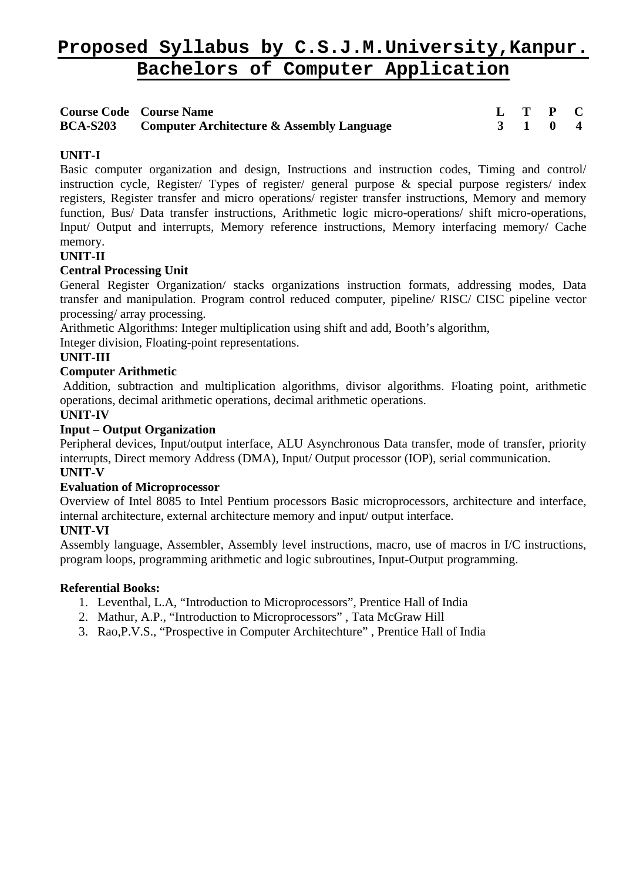# Proposed Syllabus by C.S.J.M.University,Kanpur.
# Bachelors of Computer Application

| Course Code | Course Name | L | T | P | C |
|---|---|---|---|---|---|
| **BCA-S203** | **Computer Architecture & Assembly Language** | **3** | **1** | **0** | **4** |

**UNIT-I**

Basic computer organization and design, Instructions and instruction codes, Timing and control/ instruction cycle, Register/ Types of register/ general purpose & special purpose registers/ index registers, Register transfer and micro operations/ register transfer instructions, Memory and memory function, Bus/ Data transfer instructions, Arithmetic logic micro-operations/ shift micro-operations, Input/ Output and interrupts, Memory reference instructions, Memory interfacing memory/ Cache memory.

**UNIT-II**

**Central Processing Unit**

General Register Organization/ stacks organizations instruction formats, addressing modes, Data transfer and manipulation. Program control reduced computer, pipeline/ RISC/ CISC pipeline vector processing/ array processing.

Arithmetic Algorithms: Integer multiplication using shift and add, Booth's algorithm,

Integer division, Floating-point representations.

**UNIT-III**

**Computer Arithmetic**

Addition, subtraction and multiplication algorithms, divisor algorithms. Floating point, arithmetic operations, decimal arithmetic operations, decimal arithmetic operations.

**UNIT-IV**

**Input – Output Organization**

Peripheral devices, Input/output interface, ALU Asynchronous Data transfer, mode of transfer, priority interrupts, Direct memory Address (DMA), Input/ Output processor (IOP), serial communication.

**UNIT-V**

**Evaluation of Microprocessor**

Overview of Intel 8085 to Intel Pentium processors Basic microprocessors, architecture and interface, internal architecture, external architecture memory and input/ output interface.

**UNIT-VI**

Assembly language, Assembler, Assembly level instructions, macro, use of macros in I/C instructions, program loops, programming arithmetic and logic subroutines, Input-Output programming.

**Referential Books:**

1. Leventhal, L.A, "Introduction to Microprocessors", Prentice Hall of India
2. Mathur, A.P., "Introduction to Microprocessors" , Tata McGraw Hill
3. Rao,P.V.S., "Prospective in Computer Architechture" , Prentice Hall of India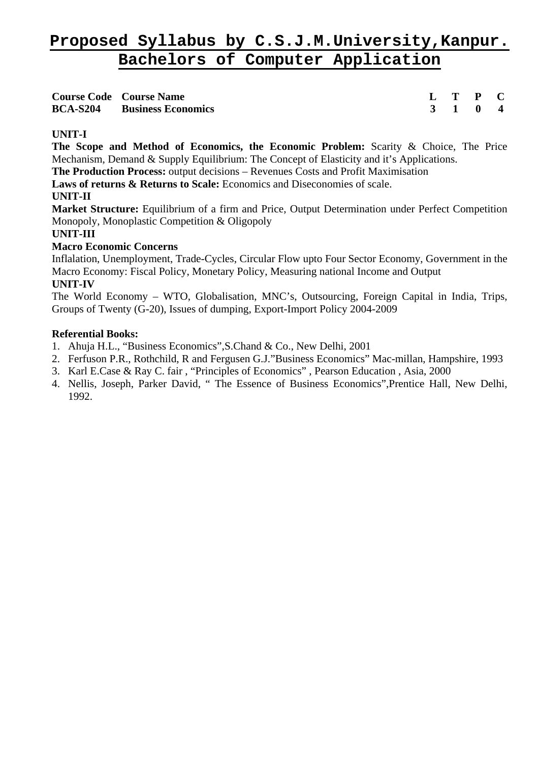# Proposed Syllabus by C.S.J.M.University,Kanpur.
## Bachelors of Computer Application

| Course Code | Course Name | L | T | P | C |
|---|---|---|---|---|---|
| **BCA-S204** | **Business Economics** | **3** | **1** | **0** | **4** |

**UNIT-I**

**The Scope and Method of Economics, the Economic Problem:** Scarity & Choice, The Price Mechanism, Demand & Supply Equilibrium: The Concept of Elasticity and it's Applications.

**The Production Process:** output decisions – Revenues Costs and Profit Maximisation

**Laws of returns & Returns to Scale:** Economics and Diseconomies of scale.

**UNIT-II**

**Market Structure:** Equilibrium of a firm and Price, Output Determination under Perfect Competition Monopoly, Monoplastic Competition & Oligopoly

**UNIT-III**

**Macro Economic Concerns**

Inflalation, Unemployment, Trade-Cycles, Circular Flow upto Four Sector Economy, Government in the Macro Economy: Fiscal Policy, Monetary Policy, Measuring national Income and Output

**UNIT-IV**

The World Economy – WTO, Globalisation, MNC's, Outsourcing, Foreign Capital in India, Trips, Groups of Twenty (G-20), Issues of dumping, Export-Import Policy 2004-2009

**Referential Books:**

1. Ahuja H.L., "Business Economics",S.Chand & Co., New Delhi, 2001
2. Ferfuson P.R., Rothchild, R and Fergusen G.J."Business Economics" Mac-millan, Hampshire, 1993
3. Karl E.Case & Ray C. fair , "Principles of Economics" , Pearson Education , Asia, 2000
4. Nellis, Joseph, Parker David, " The Essence of Business Economics",Prentice Hall, New Delhi, 1992.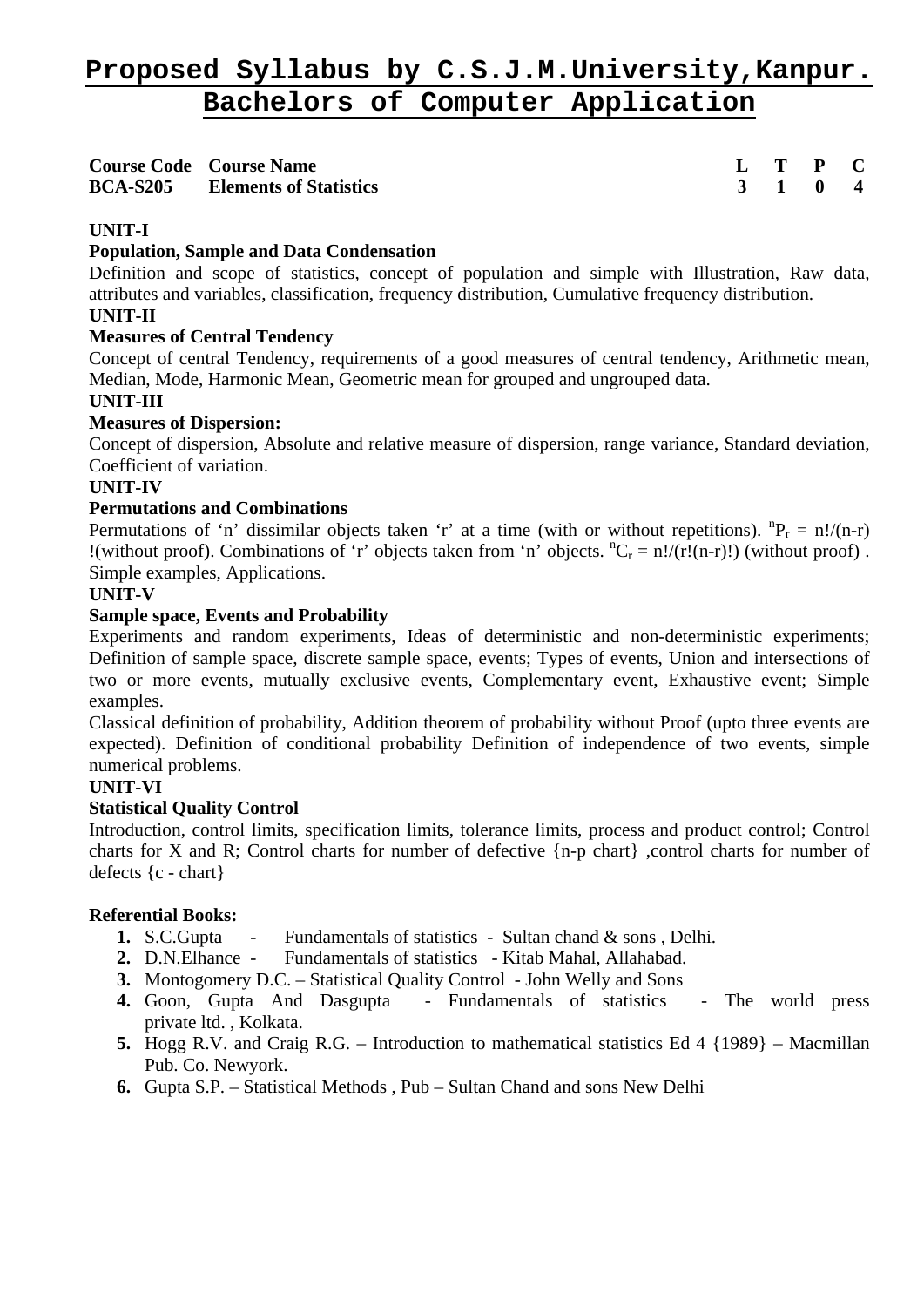# Proposed Syllabus by C.S.J.M.University,Kanpur.
# Bachelors of Computer Application

| Course Code | Course Name | L | T | P | C |
|---|---|---|---|---|---|
| **BCA-S205** | **Elements of Statistics** | **3** | **1** | **0** | **4** |

**UNIT-I**

**Population, Sample and Data Condensation**

Definition and scope of statistics, concept of population and simple with Illustration, Raw data, attributes and variables, classification, frequency distribution, Cumulative frequency distribution.

**UNIT-II**

**Measures of Central Tendency**

Concept of central Tendency, requirements of a good measures of central tendency, Arithmetic mean, Median, Mode, Harmonic Mean, Geometric mean for grouped and ungrouped data.

**UNIT-III**

**Measures of Dispersion:**

Concept of dispersion, Absolute and relative measure of dispersion, range variance, Standard deviation, Coefficient of variation.

**UNIT-IV**

**Permutations and Combinations**

Permutations of 'n' dissimilar objects taken 'r' at a time (with or without repetitions). ${}^{n}P_{r} = n!/(n-r)!$(without proof). Combinations of 'r' objects taken from 'n' objects. ${}^{n}C_{r} = n!/(r!(n-r)!)$ (without proof) . Simple examples, Applications.

**UNIT-V**

**Sample space, Events and Probability**

Experiments and random experiments, Ideas of deterministic and non-deterministic experiments; Definition of sample space, discrete sample space, events; Types of events, Union and intersections of two or more events, mutually exclusive events, Complementary event, Exhaustive event; Simple examples.

Classical definition of probability, Addition theorem of probability without Proof (upto three events are expected). Definition of conditional probability Definition of independence of two events, simple numerical problems.

**UNIT-VI**

**Statistical Quality Control**

Introduction, control limits, specification limits, tolerance limits, process and product control; Control charts for X and R; Control charts for number of defective {n-p chart} ,control charts for number of defects {c - chart}

**Referential Books:**

1. S.C.Gupta - Fundamentals of statistics - Sultan chand & sons , Delhi.
2. D.N.Elhance - Fundamentals of statistics - Kitab Mahal, Allahabad.
3. Montogomery D.C. – Statistical Quality Control - John Welly and Sons
4. Goon, Gupta And Dasgupta - Fundamentals of statistics - The world press private ltd. , Kolkata.
5. Hogg R.V. and Craig R.G. – Introduction to mathematical statistics Ed 4 {1989} – Macmillan Pub. Co. Newyork.
6. Gupta S.P. – Statistical Methods , Pub – Sultan Chand and sons New Delhi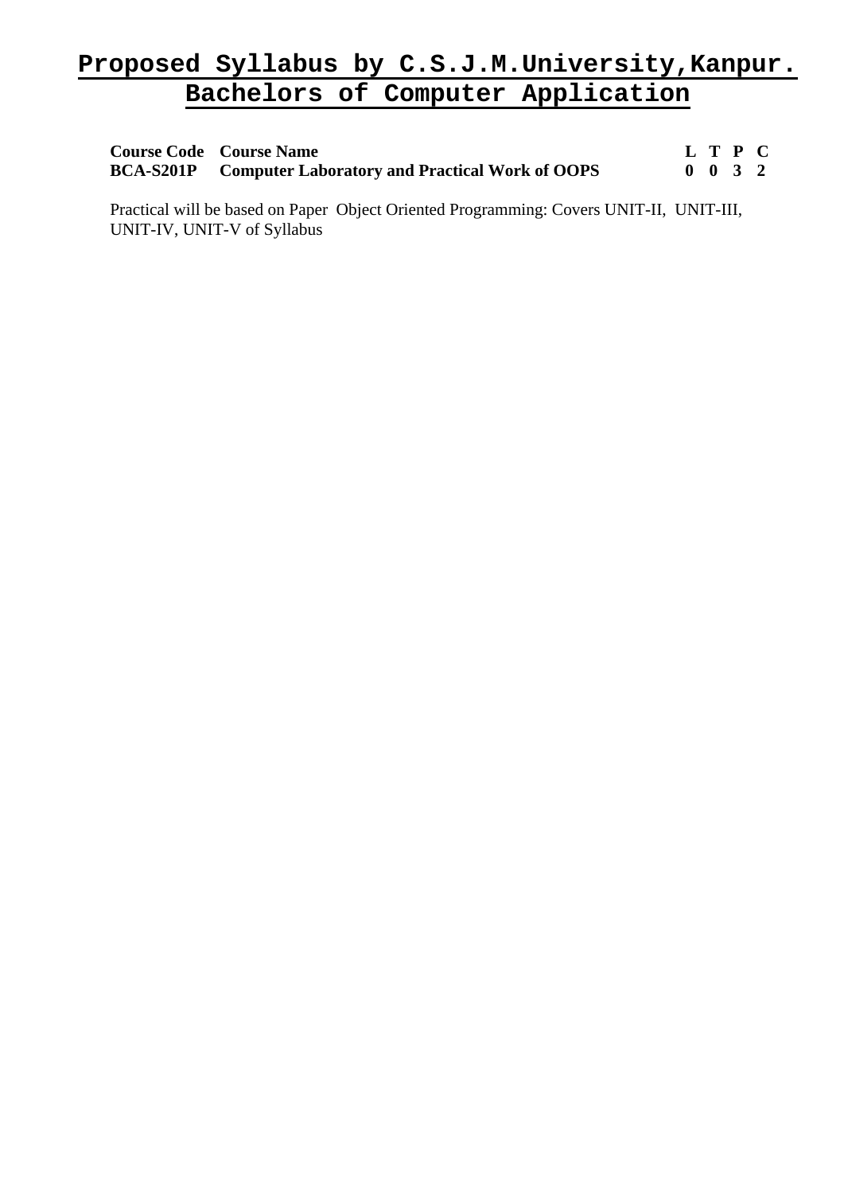# Proposed Syllabus by C.S.J.M.University,Kanpur.

## Bachelors of Computer Application

| Course Code | Course Name | L | T | P | C |
|---|---|---|---|---|---|
| **BCA-S201P** | **Computer Laboratory and Practical Work of OOPS** | **0** | **0** | **3** | **2** |

Practical will be based on Paper Object Oriented Programming: Covers UNIT-II, UNIT-III, UNIT-IV, UNIT-V of Syllabus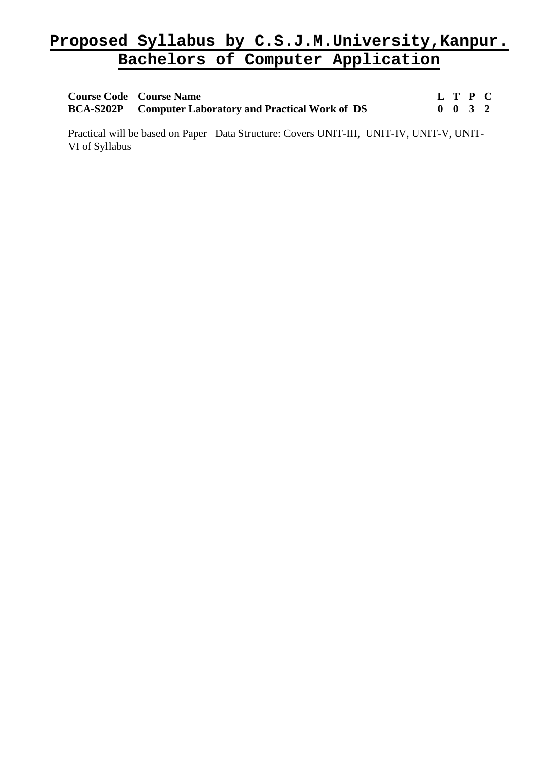# Proposed Syllabus by C.S.J.M.University,Kanpur.
# Bachelors of Computer Application

| Course Code | Course Name | L | T | P | C |
|---|---|---|---|---|---|
| **BCA-S202P** | **Computer Laboratory and Practical Work of DS** | **0** | **0** | **3** | **2** |

Practical will be based on Paper Data Structure: Covers UNIT-III, UNIT-IV, UNIT-V, UNIT-VI of Syllabus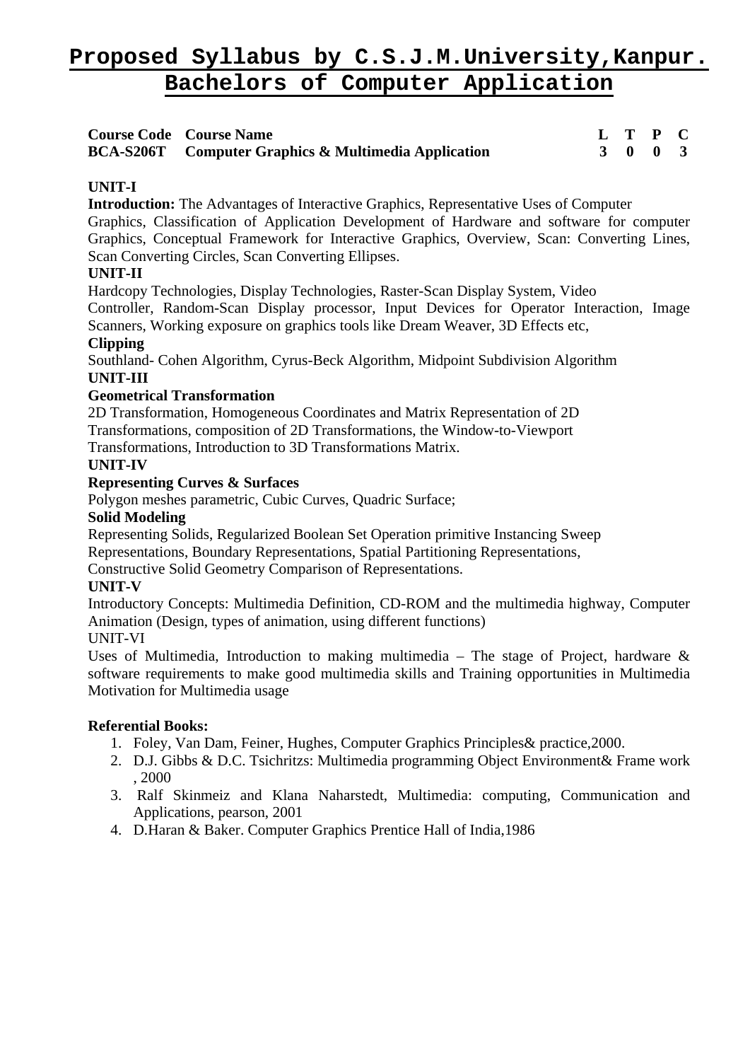# Proposed Syllabus by C.S.J.M.University,Kanpur.
# Bachelors of Computer Application

| Course Code | Course Name | L | T | P | C |
|---|---|---|---|---|---|
| BCA-S206T | Computer Graphics & Multimedia Application | 3 | 0 | 0 | 3 |

**UNIT-I**

**Introduction:** The Advantages of Interactive Graphics, Representative Uses of Computer Graphics, Classification of Application Development of Hardware and software for computer Graphics, Conceptual Framework for Interactive Graphics, Overview, Scan: Converting Lines, Scan Converting Circles, Scan Converting Ellipses.

**UNIT-II**

Hardcopy Technologies, Display Technologies, Raster-Scan Display System, Video Controller, Random-Scan Display processor, Input Devices for Operator Interaction, Image Scanners, Working exposure on graphics tools like Dream Weaver, 3D Effects etc,

**Clipping**

Southland- Cohen Algorithm, Cyrus-Beck Algorithm, Midpoint Subdivision Algorithm

**UNIT-III**

**Geometrical Transformation**

2D Transformation, Homogeneous Coordinates and Matrix Representation of 2D Transformations, composition of 2D Transformations, the Window-to-Viewport Transformations, Introduction to 3D Transformations Matrix.

**UNIT-IV**

**Representing Curves & Surfaces**

Polygon meshes parametric, Cubic Curves, Quadric Surface;

**Solid Modeling**

Representing Solids, Regularized Boolean Set Operation primitive Instancing Sweep Representations, Boundary Representations, Spatial Partitioning Representations, Constructive Solid Geometry Comparison of Representations.

**UNIT-V**

Introductory Concepts: Multimedia Definition, CD-ROM and the multimedia highway, Computer Animation (Design, types of animation, using different functions)

UNIT-VI

Uses of Multimedia, Introduction to making multimedia – The stage of Project, hardware & software requirements to make good multimedia skills and Training opportunities in Multimedia Motivation for Multimedia usage

**Referential Books:**

1. Foley, Van Dam, Feiner, Hughes, Computer Graphics Principles& practice,2000.
2. D.J. Gibbs & D.C. Tsichritzs: Multimedia programming Object Environment& Frame work , 2000
3. Ralf Skinmeiz and Klana Naharstedt, Multimedia: computing, Communication and Applications, pearson, 2001
4. D.Haran & Baker. Computer Graphics Prentice Hall of India,1986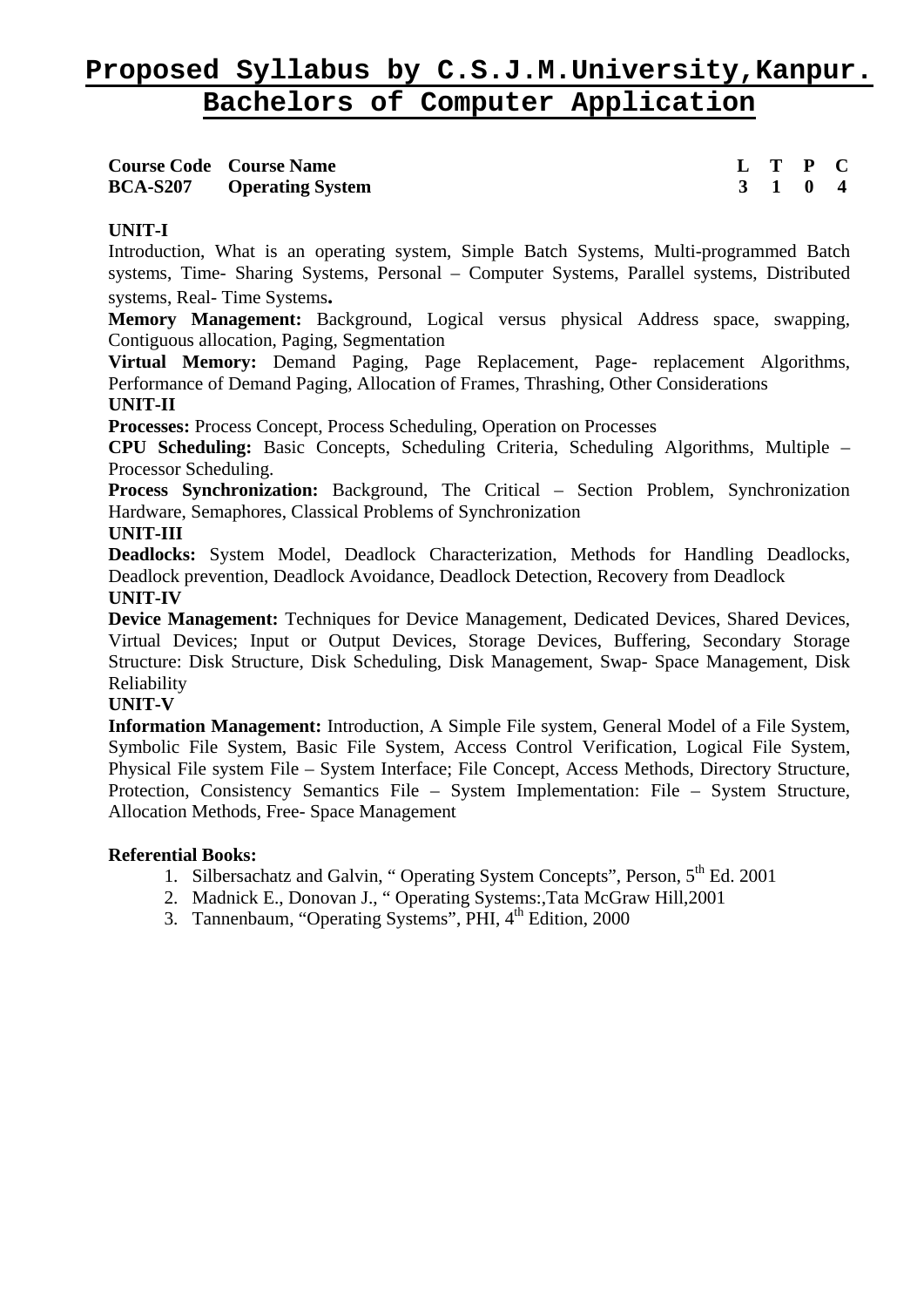# Proposed Syllabus by C.S.J.M.University,Kanpur.
# Bachelors of Computer Application

| Course Code | Course Name | L | T | P | C |
|---|---|---|---|---|---|
| **BCA-S207** | **Operating System** | **3** | **1** | **0** | **4** |

**UNIT-I**

Introduction, What is an operating system, Simple Batch Systems, Multi-programmed Batch systems, Time- Sharing Systems, Personal – Computer Systems, Parallel systems, Distributed systems, Real- Time Systems**.**

**Memory Management:** Background, Logical versus physical Address space, swapping, Contiguous allocation, Paging, Segmentation

**Virtual Memory:** Demand Paging, Page Replacement, Page- replacement Algorithms, Performance of Demand Paging, Allocation of Frames, Thrashing, Other Considerations

**UNIT-II**

**Processes:** Process Concept, Process Scheduling, Operation on Processes

**CPU Scheduling:** Basic Concepts, Scheduling Criteria, Scheduling Algorithms, Multiple – Processor Scheduling.

**Process Synchronization:** Background, The Critical – Section Problem, Synchronization Hardware, Semaphores, Classical Problems of Synchronization

**UNIT-III**

**Deadlocks:** System Model, Deadlock Characterization, Methods for Handling Deadlocks, Deadlock prevention, Deadlock Avoidance, Deadlock Detection, Recovery from Deadlock

**UNIT-IV**

**Device Management:** Techniques for Device Management, Dedicated Devices, Shared Devices, Virtual Devices; Input or Output Devices, Storage Devices, Buffering, Secondary Storage Structure: Disk Structure, Disk Scheduling, Disk Management, Swap- Space Management, Disk Reliability

**UNIT-V**

**Information Management:** Introduction, A Simple File system, General Model of a File System, Symbolic File System, Basic File System, Access Control Verification, Logical File System, Physical File system File – System Interface; File Concept, Access Methods, Directory Structure, Protection, Consistency Semantics File – System Implementation: File – System Structure, Allocation Methods, Free- Space Management

**Referential Books:**

1. Silbersachatz and Galvin, " Operating System Concepts", Person, 5th Ed. 2001
2. Madnick E., Donovan J., " Operating Systems:,Tata McGraw Hill,2001
3. Tannenbaum, "Operating Systems", PHI, 4th Edition, 2000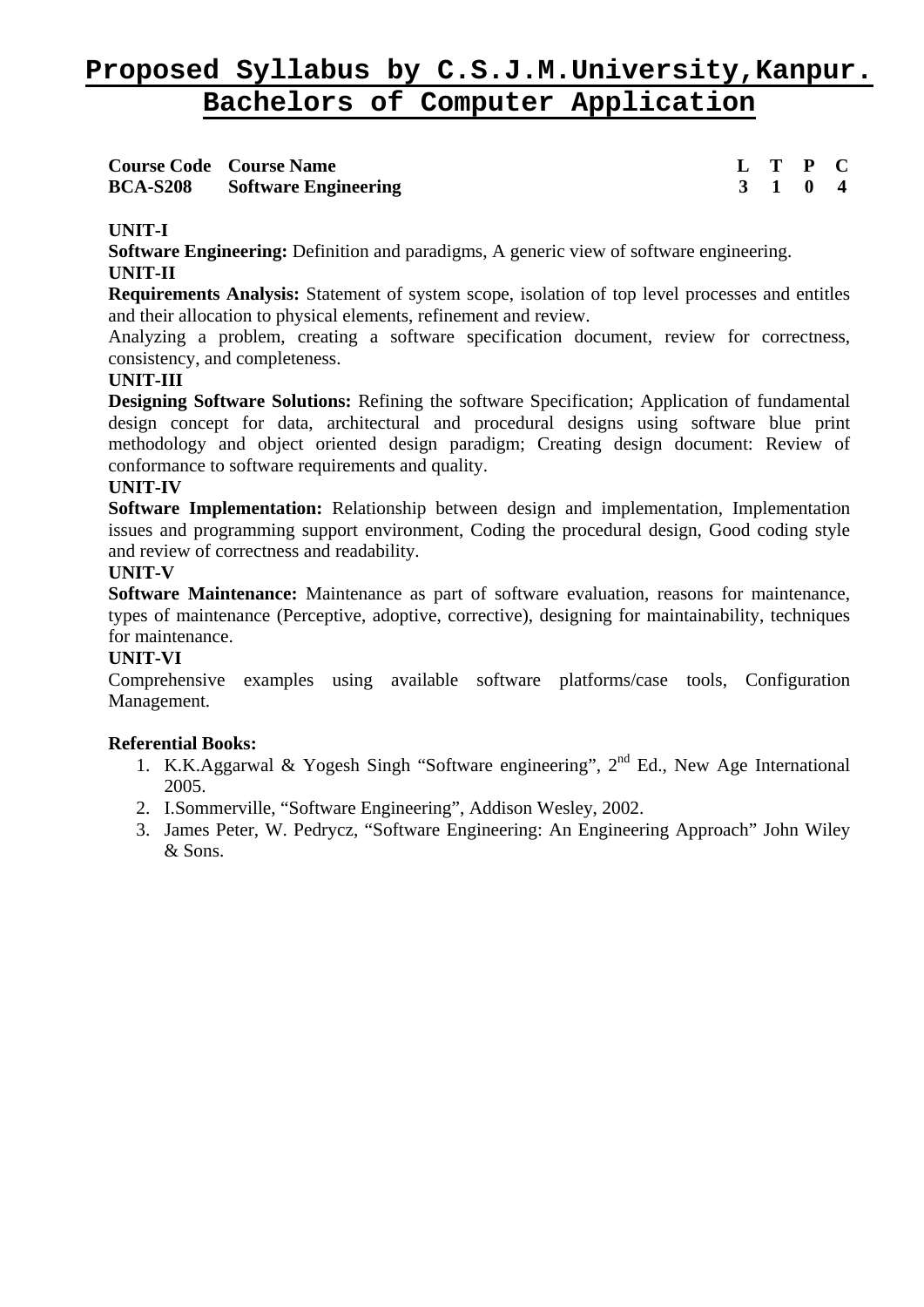# Proposed Syllabus by C.S.J.M.University,Kanpur.
# Bachelors of Computer Application

| Course Code | Course Name | L | T | P | C |
|---|---|---|---|---|---|
| **BCA-S208** | **Software Engineering** | **3** | **1** | **0** | **4** |

**UNIT-I**

**Software Engineering:** Definition and paradigms, A generic view of software engineering.

**UNIT-II**

**Requirements Analysis:** Statement of system scope, isolation of top level processes and entitles and their allocation to physical elements, refinement and review.

Analyzing a problem, creating a software specification document, review for correctness, consistency, and completeness.

**UNIT-III**

**Designing Software Solutions:** Refining the software Specification; Application of fundamental design concept for data, architectural and procedural designs using software blue print methodology and object oriented design paradigm; Creating design document: Review of conformance to software requirements and quality.

**UNIT-IV**

**Software Implementation:** Relationship between design and implementation, Implementation issues and programming support environment, Coding the procedural design, Good coding style and review of correctness and readability.

**UNIT-V**

**Software Maintenance:** Maintenance as part of software evaluation, reasons for maintenance, types of maintenance (Perceptive, adoptive, corrective), designing for maintainability, techniques for maintenance.

**UNIT-VI**

Comprehensive examples using available software platforms/case tools, Configuration Management.

**Referential Books:**

1. K.K.Aggarwal & Yogesh Singh "Software engineering", 2nd Ed., New Age International 2005.
2. I.Sommerville, "Software Engineering", Addison Wesley, 2002.
3. James Peter, W. Pedrycz, "Software Engineering: An Engineering Approach" John Wiley & Sons.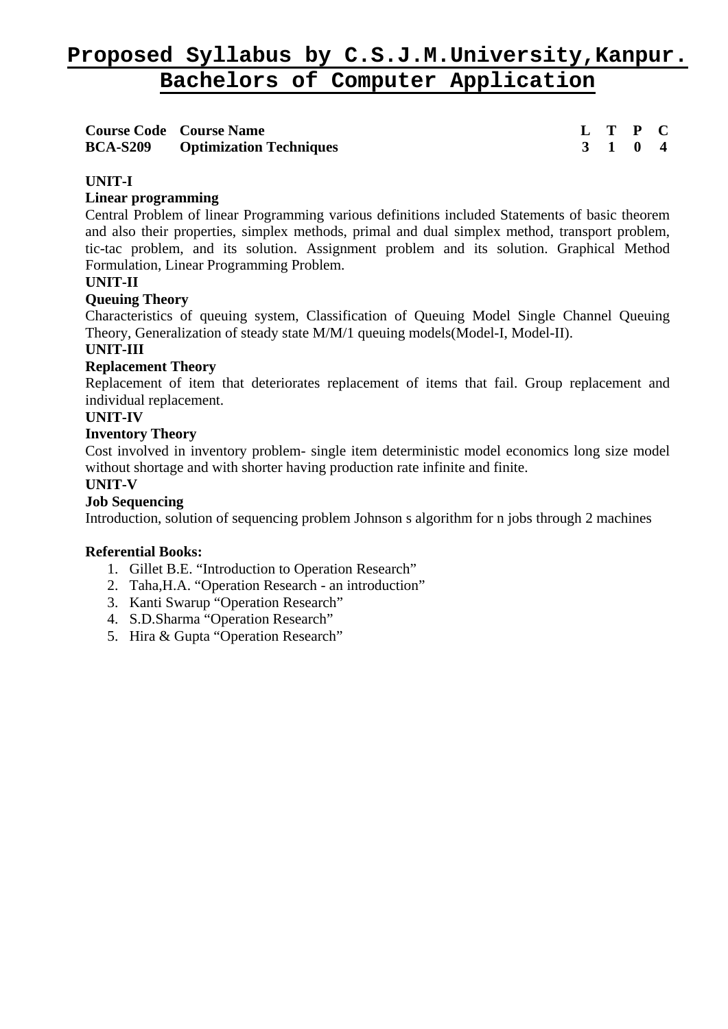# Proposed Syllabus by C.S.J.M.University,Kanpur.
# Bachelors of Computer Application

| Course Code | Course Name | L | T | P | C |
|---|---|---|---|---|---|
| **BCA-S209** | **Optimization Techniques** | **3** | **1** | **0** | **4** |

**UNIT-I**

**Linear programming**

Central Problem of linear Programming various definitions included Statements of basic theorem and also their properties, simplex methods, primal and dual simplex method, transport problem, tic-tac problem, and its solution. Assignment problem and its solution. Graphical Method Formulation, Linear Programming Problem.

**UNIT-II**

**Queuing Theory**

Characteristics of queuing system, Classification of Queuing Model Single Channel Queuing Theory, Generalization of steady state M/M/1 queuing models(Model-I, Model-II).

**UNIT-III**

**Replacement Theory**

Replacement of item that deteriorates replacement of items that fail. Group replacement and individual replacement.

**UNIT-IV**

**Inventory Theory**

Cost involved in inventory problem- single item deterministic model economics long size model without shortage and with shorter having production rate infinite and finite.

**UNIT-V**

**Job Sequencing**

Introduction, solution of sequencing problem Johnson s algorithm for n jobs through 2 machines

**Referential Books:**

1. Gillet B.E. "Introduction to Operation Research"
2. Taha,H.A. "Operation Research - an introduction"
3. Kanti Swarup "Operation Research"
4. S.D.Sharma "Operation Research"
5. Hira & Gupta "Operation Research"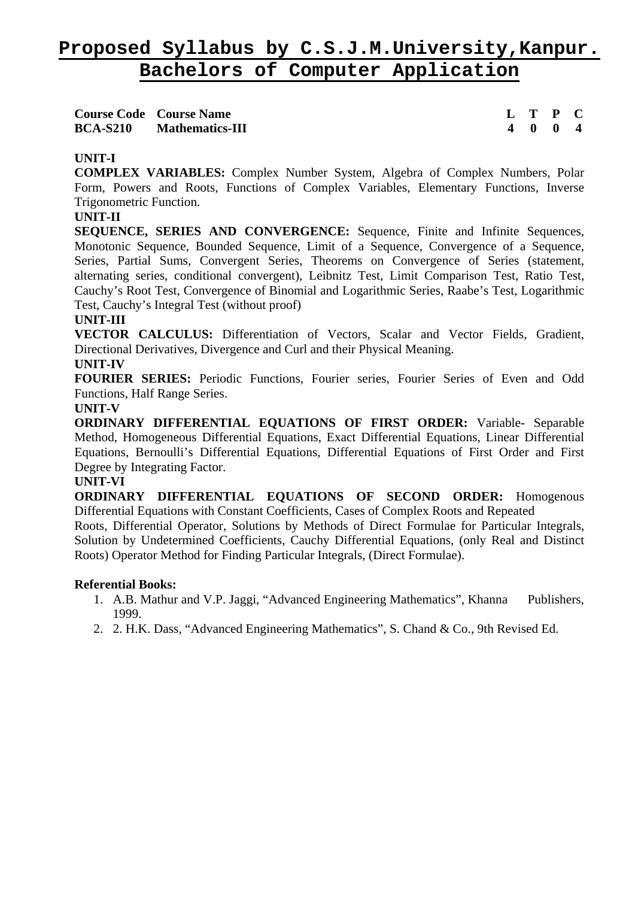# Proposed Syllabus by C.S.J.M.University,Kanpur.

## Bachelors of Computer Application

| Course Code | Course Name | L | T | P | C |
|---|---|---|---|---|---|
| BCA-S210 | Mathematics-III | 4 | 0 | 0 | 4 |

**UNIT-I**

**COMPLEX VARIABLES:** Complex Number System, Algebra of Complex Numbers, Polar Form, Powers and Roots, Functions of Complex Variables, Elementary Functions, Inverse Trigonometric Function.

**UNIT-II**

**SEQUENCE, SERIES AND CONVERGENCE:** Sequence, Finite and Infinite Sequences, Monotonic Sequence, Bounded Sequence, Limit of a Sequence, Convergence of a Sequence, Series, Partial Sums, Convergent Series, Theorems on Convergence of Series (statement, alternating series, conditional convergent), Leibnitz Test, Limit Comparison Test, Ratio Test, Cauchy's Root Test, Convergence of Binomial and Logarithmic Series, Raabe's Test, Logarithmic Test, Cauchy's Integral Test (without proof)

**UNIT-III**

**VECTOR CALCULUS:** Differentiation of Vectors, Scalar and Vector Fields, Gradient, Directional Derivatives, Divergence and Curl and their Physical Meaning.

**UNIT-IV**

**FOURIER SERIES:** Periodic Functions, Fourier series, Fourier Series of Even and Odd Functions, Half Range Series.

**UNIT-V**

**ORDINARY DIFFERENTIAL EQUATIONS OF FIRST ORDER:** Variable- Separable Method, Homogeneous Differential Equations, Exact Differential Equations, Linear Differential Equations, Bernoulli's Differential Equations, Differential Equations of First Order and First Degree by Integrating Factor.

**UNIT-VI**

**ORDINARY DIFFERENTIAL EQUATIONS OF SECOND ORDER:** Homogenous Differential Equations with Constant Coefficients, Cases of Complex Roots and Repeated Roots, Differential Operator, Solutions by Methods of Direct Formulae for Particular Integrals, Solution by Undetermined Coefficients, Cauchy Differential Equations, (only Real and Distinct Roots) Operator Method for Finding Particular Integrals, (Direct Formulae).

**Referential Books:**

1. A.B. Mathur and V.P. Jaggi, "Advanced Engineering Mathematics", Khanna Publishers, 1999.
2. 2. H.K. Dass, "Advanced Engineering Mathematics", S. Chand & Co., 9th Revised Ed.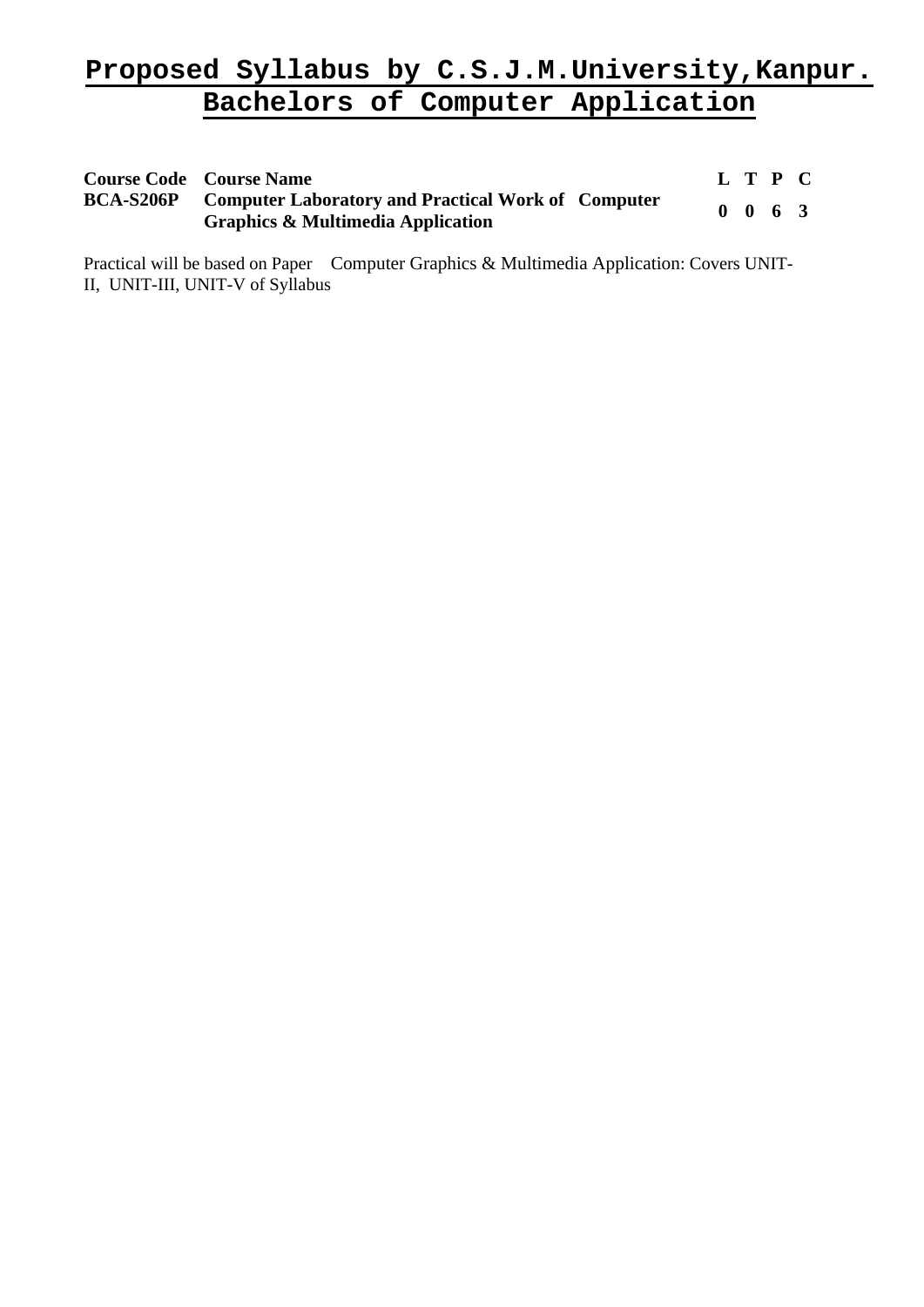# Proposed Syllabus by C.S.J.M.University,Kanpur.

## Bachelors of Computer Application

| Course Code | Course Name | L | T | P | C |
|---|---|---|---|---|---|
| **BCA-S206P** | **Computer Laboratory and Practical Work of Computer Graphics & Multimedia Application** | **0** | **0** | **6** | **3** |

Practical will be based on Paper Computer Graphics & Multimedia Application: Covers UNIT-II, UNIT-III, UNIT-V of Syllabus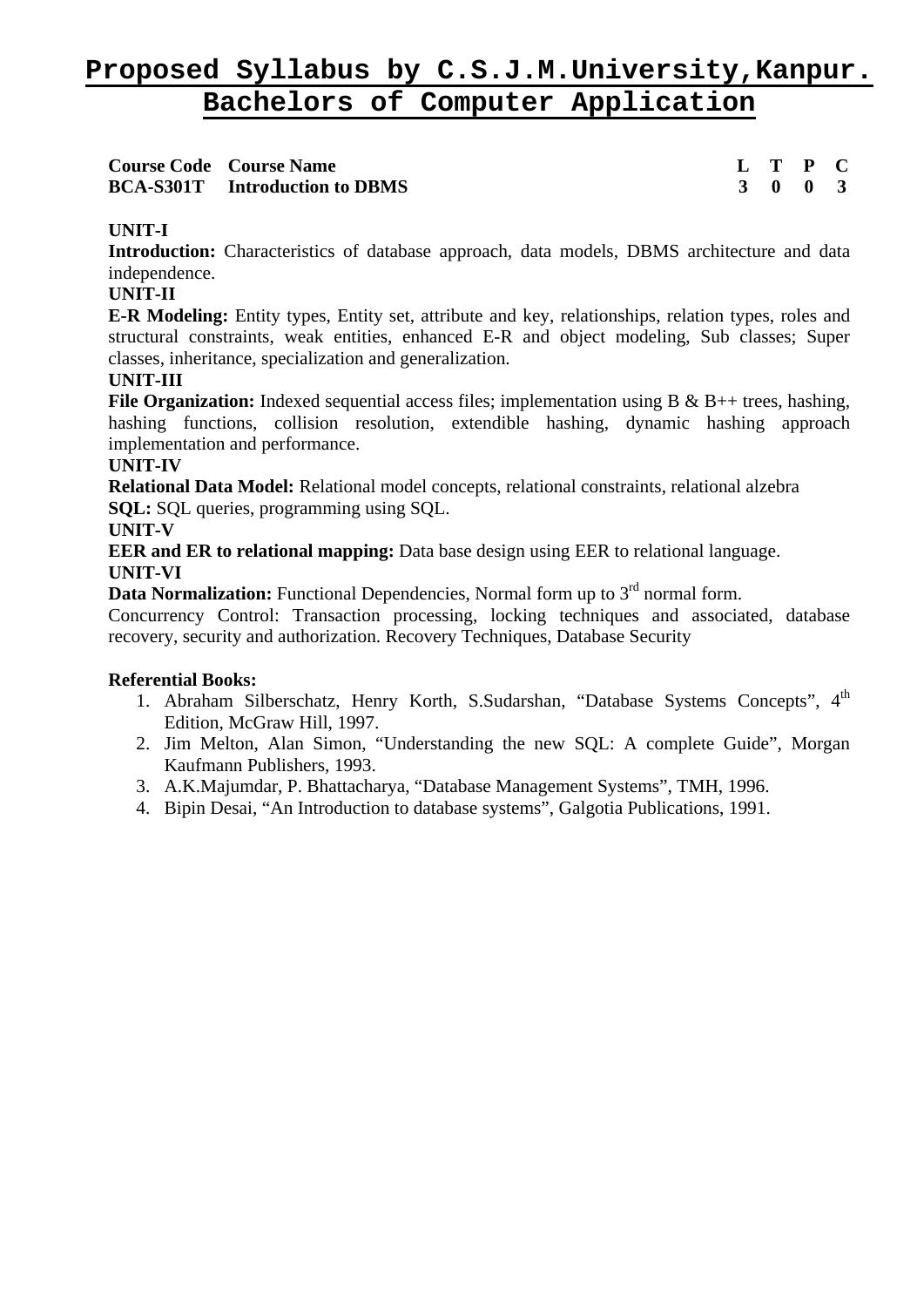# Proposed Syllabus by C.S.J.M.University,Kanpur.
## Bachelors of Computer Application

| Course Code | Course Name | L | T | P | C |
|---|---|---|---|---|---|
| BCA-S301T | Introduction to DBMS | 3 | 0 | 0 | 3 |

**UNIT-I**

**Introduction:** Characteristics of database approach, data models, DBMS architecture and data independence.

**UNIT-II**

**E-R Modeling:** Entity types, Entity set, attribute and key, relationships, relation types, roles and structural constraints, weak entities, enhanced E-R and object modeling, Sub classes; Super classes, inheritance, specialization and generalization.

**UNIT-III**

**File Organization:** Indexed sequential access files; implementation using B & B++ trees, hashing, hashing functions, collision resolution, extendible hashing, dynamic hashing approach implementation and performance.

**UNIT-IV**

**Relational Data Model:** Relational model concepts, relational constraints, relational alzebra

**SQL:** SQL queries, programming using SQL.

**UNIT-V**

**EER and ER to relational mapping:** Data base design using EER to relational language.

**UNIT-VI**

**Data Normalization:** Functional Dependencies, Normal form up to 3rd normal form.

Concurrency Control: Transaction processing, locking techniques and associated, database recovery, security and authorization. Recovery Techniques, Database Security

**Referential Books:**

1. Abraham Silberschatz, Henry Korth, S.Sudarshan, "Database Systems Concepts", 4th Edition, McGraw Hill, 1997.
2. Jim Melton, Alan Simon, "Understanding the new SQL: A complete Guide", Morgan Kaufmann Publishers, 1993.
3. A.K.Majumdar, P. Bhattacharya, "Database Management Systems", TMH, 1996.
4. Bipin Desai, "An Introduction to database systems", Galgotia Publications, 1991.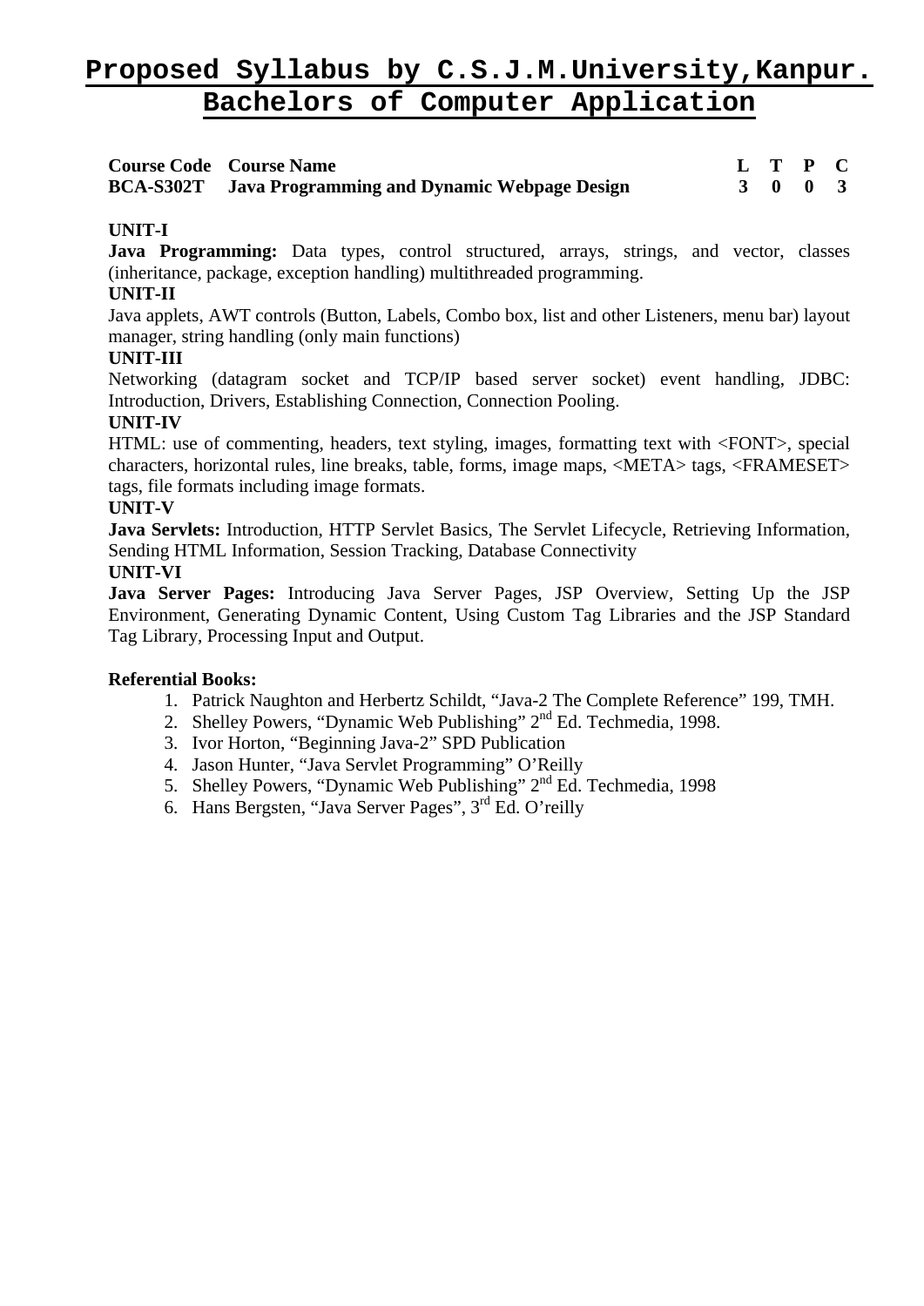# Proposed Syllabus by C.S.J.M.University,Kanpur.
# Bachelors of Computer Application

| Course Code | Course Name | L | T | P | C |
|---|---|---|---|---|---|
| **BCA-S302T** | **Java Programming and Dynamic Webpage Design** | **3** | **0** | **0** | **3** |

**UNIT-I**

**Java Programming:** Data types, control structured, arrays, strings, and vector, classes (inheritance, package, exception handling) multithreaded programming.

**UNIT-II**

Java applets, AWT controls (Button, Labels, Combo box, list and other Listeners, menu bar) layout manager, string handling (only main functions)

**UNIT-III**

Networking (datagram socket and TCP/IP based server socket) event handling, JDBC: Introduction, Drivers, Establishing Connection, Connection Pooling.

**UNIT-IV**

HTML: use of commenting, headers, text styling, images, formatting text with <FONT>, special characters, horizontal rules, line breaks, table, forms, image maps, <META> tags, <FRAMESET> tags, file formats including image formats.

**UNIT-V**

**Java Servlets:** Introduction, HTTP Servlet Basics, The Servlet Lifecycle, Retrieving Information, Sending HTML Information, Session Tracking, Database Connectivity

**UNIT-VI**

**Java Server Pages:** Introducing Java Server Pages, JSP Overview, Setting Up the JSP Environment, Generating Dynamic Content, Using Custom Tag Libraries and the JSP Standard Tag Library, Processing Input and Output.

**Referential Books:**

1. Patrick Naughton and Herbertz Schildt, "Java-2 The Complete Reference" 199, TMH.
2. Shelley Powers, "Dynamic Web Publishing" 2nd Ed. Techmedia, 1998.
3. Ivor Horton, "Beginning Java-2" SPD Publication
4. Jason Hunter, "Java Servlet Programming" O'Reilly
5. Shelley Powers, "Dynamic Web Publishing" 2nd Ed. Techmedia, 1998
6. Hans Bergsten, "Java Server Pages", 3rd Ed. O'reilly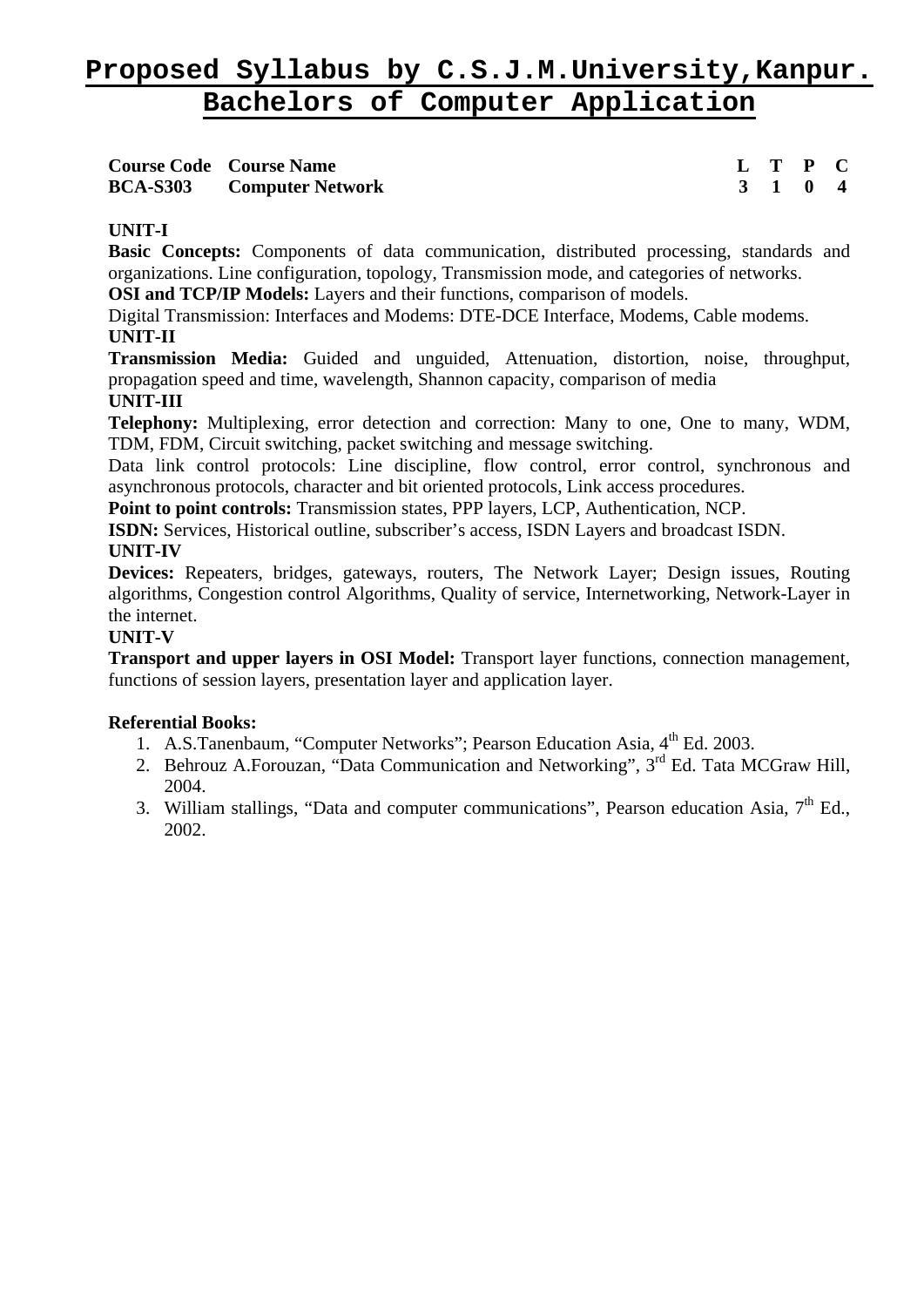# Proposed Syllabus by C.S.J.M.University,Kanpur.
# Bachelors of Computer Application

| Course Code | Course Name | L | T | P | C |
|---|---|---|---|---|---|
| **BCA-S303** | **Computer Network** | **3** | **1** | **0** | **4** |

**UNIT-I**

**Basic Concepts:** Components of data communication, distributed processing, standards and organizations. Line configuration, topology, Transmission mode, and categories of networks.

**OSI and TCP/IP Models:** Layers and their functions, comparison of models.

Digital Transmission: Interfaces and Modems: DTE-DCE Interface, Modems, Cable modems.

**UNIT-II**

**Transmission Media:** Guided and unguided, Attenuation, distortion, noise, throughput, propagation speed and time, wavelength, Shannon capacity, comparison of media

**UNIT-III**

**Telephony:** Multiplexing, error detection and correction: Many to one, One to many, WDM, TDM, FDM, Circuit switching, packet switching and message switching.

Data link control protocols: Line discipline, flow control, error control, synchronous and asynchronous protocols, character and bit oriented protocols, Link access procedures.

**Point to point controls:** Transmission states, PPP layers, LCP, Authentication, NCP.

**ISDN:** Services, Historical outline, subscriber's access, ISDN Layers and broadcast ISDN.

**UNIT-IV**

**Devices:** Repeaters, bridges, gateways, routers, The Network Layer; Design issues, Routing algorithms, Congestion control Algorithms, Quality of service, Internetworking, Network-Layer in the internet.

**UNIT-V**

**Transport and upper layers in OSI Model:** Transport layer functions, connection management, functions of session layers, presentation layer and application layer.

**Referential Books:**

1. A.S.Tanenbaum, "Computer Networks"; Pearson Education Asia, 4th Ed. 2003.
2. Behrouz A.Forouzan, "Data Communication and Networking", 3rd Ed. Tata MCGraw Hill, 2004.
3. William stallings, "Data and computer communications", Pearson education Asia, 7th Ed., 2002.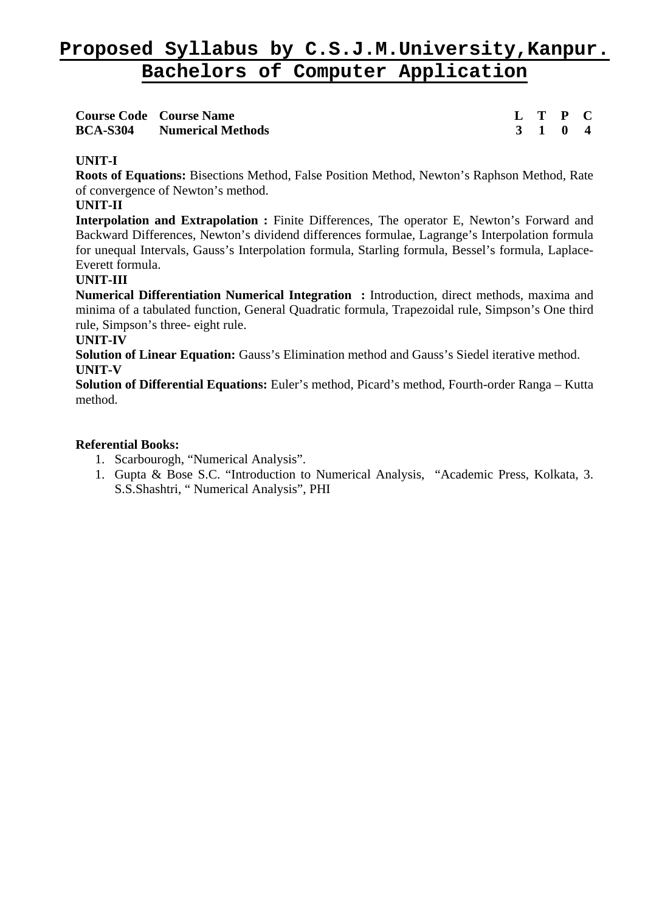# Proposed Syllabus by C.S.J.M.University,Kanpur.
# Bachelors of Computer Application

| Course Code | Course Name | L | T | P | C |
|---|---|---|---|---|---|
| **BCA-S304** | **Numerical Methods** | **3** | **1** | **0** | **4** |

**UNIT-I**

**Roots of Equations:** Bisections Method, False Position Method, Newton's Raphson Method, Rate of convergence of Newton's method.

**UNIT-II**

**Interpolation and Extrapolation :** Finite Differences, The operator E, Newton's Forward and Backward Differences, Newton's dividend differences formulae, Lagrange's Interpolation formula for unequal Intervals, Gauss's Interpolation formula, Starling formula, Bessel's formula, Laplace-Everett formula.

**UNIT-III**

**Numerical Differentiation Numerical Integration :** Introduction, direct methods, maxima and minima of a tabulated function, General Quadratic formula, Trapezoidal rule, Simpson's One third rule, Simpson's three- eight rule.

**UNIT-IV**

**Solution of Linear Equation:** Gauss's Elimination method and Gauss's Siedel iterative method.

**UNIT-V**

**Solution of Differential Equations:** Euler's method, Picard's method, Fourth-order Ranga – Kutta method.

**Referential Books:**

1. Scarbourogh, "Numerical Analysis".
1. Gupta & Bose S.C. "Introduction to Numerical Analysis, "Academic Press, Kolkata, 3. S.S.Shashtri, " Numerical Analysis", PHI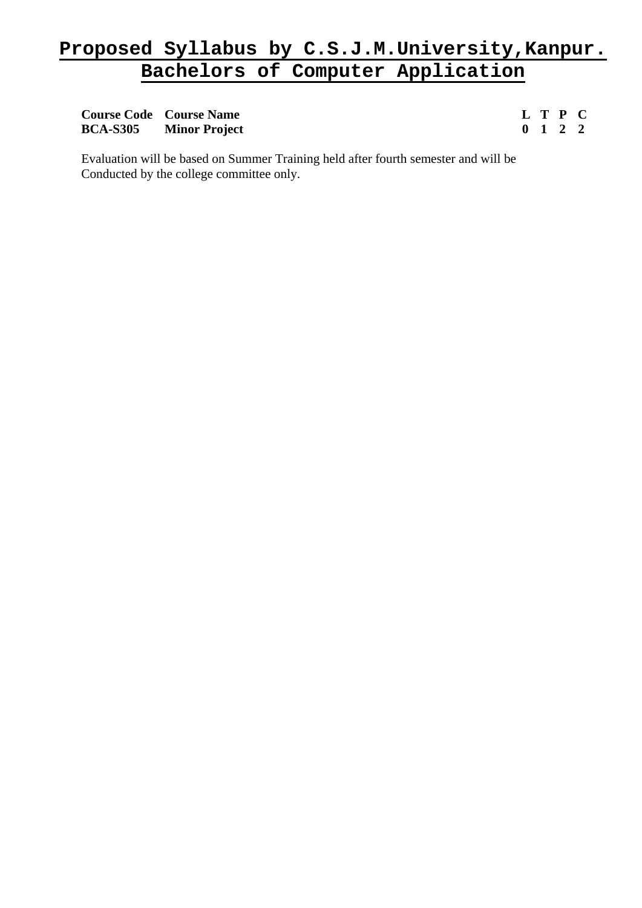# Proposed Syllabus by C.S.J.M.University,Kanpur.
# Bachelors of Computer Application

| Course Code | Course Name | L | T | P | C |
|---|---|---|---|---|---|
| **BCA-S305** | **Minor Project** | **0** | **1** | **2** | **2** |

Evaluation will be based on Summer Training held after fourth semester and will be Conducted by the college committee only.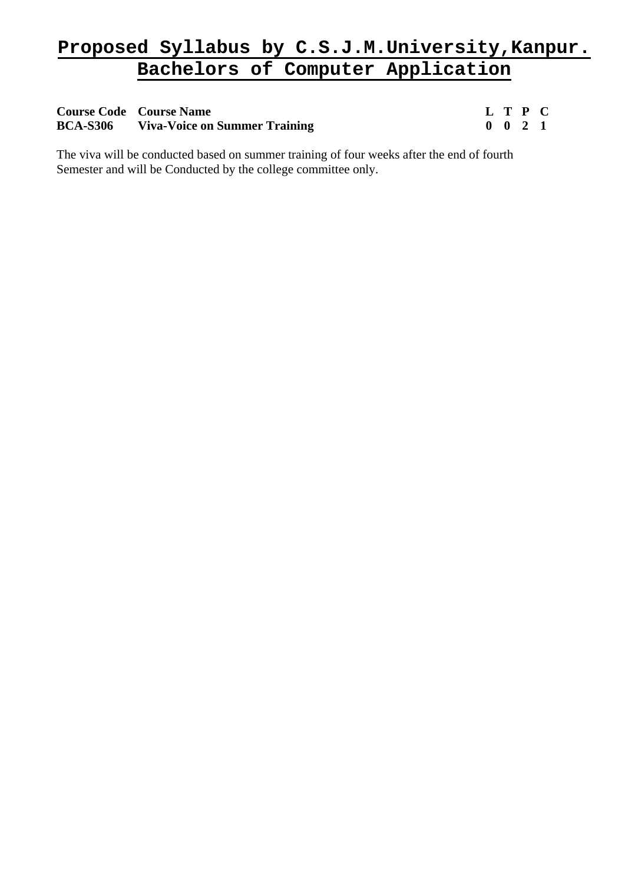# Proposed Syllabus by C.S.J.M.University,Kanpur.
# Bachelors of Computer Application

| Course Code | Course Name | L | T | P | C |
|---|---|---|---|---|---|
| **BCA-S306** | **Viva-Voice on Summer Training** | **0** | **0** | **2** | **1** |

The viva will be conducted based on summer training of four weeks after the end of fourth Semester and will be Conducted by the college committee only.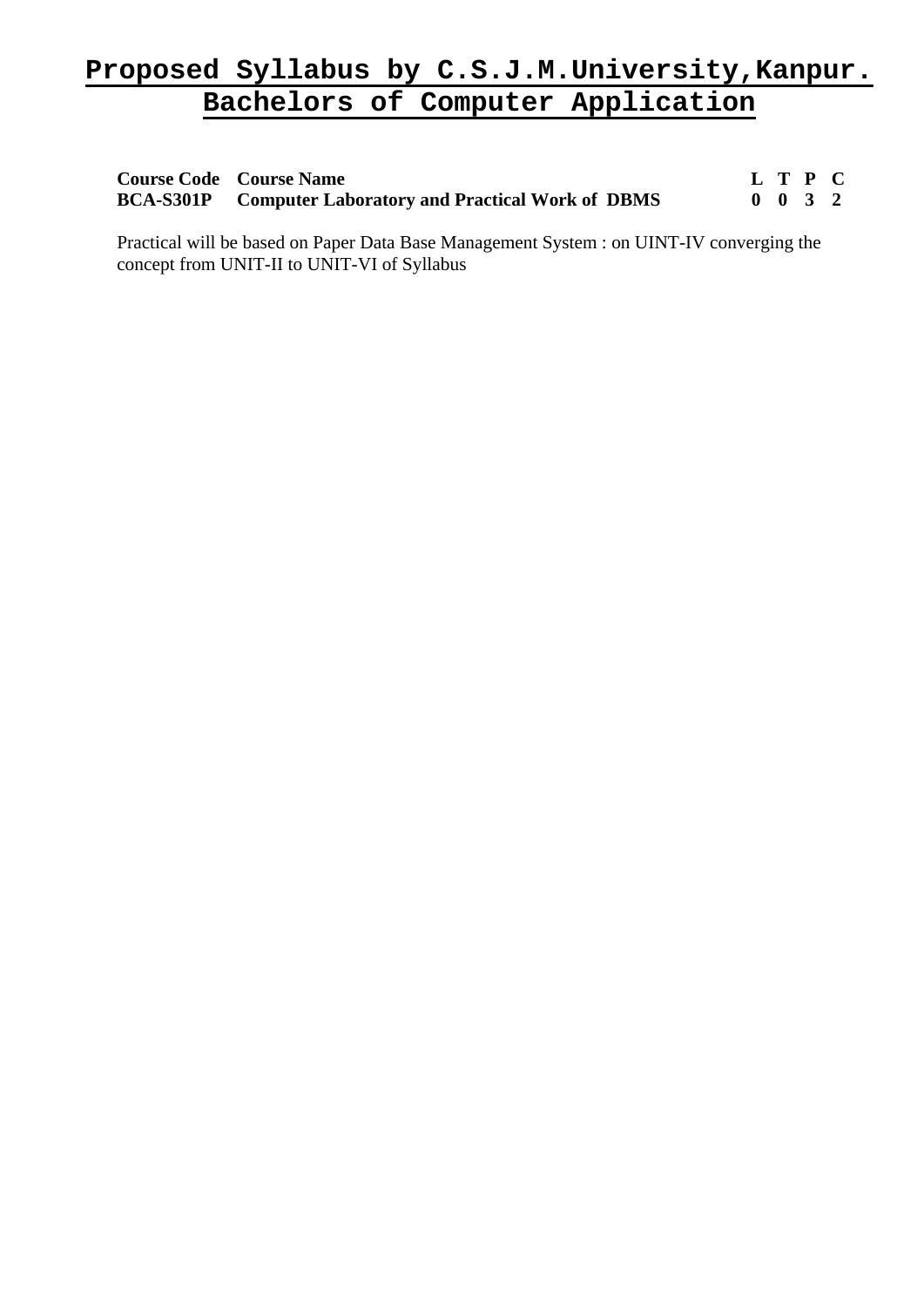# Proposed Syllabus by C.S.J.M.University,Kanpur.
# Bachelors of Computer Application

| Course Code | Course Name | L | T | P | C |
|---|---|---|---|---|---|
| **BCA-S301P** | **Computer Laboratory and Practical Work of DBMS** | **0** | **0** | **3** | **2** |

Practical will be based on Paper Data Base Management System : on UINT-IV converging the concept from UNIT-II to UNIT-VI of Syllabus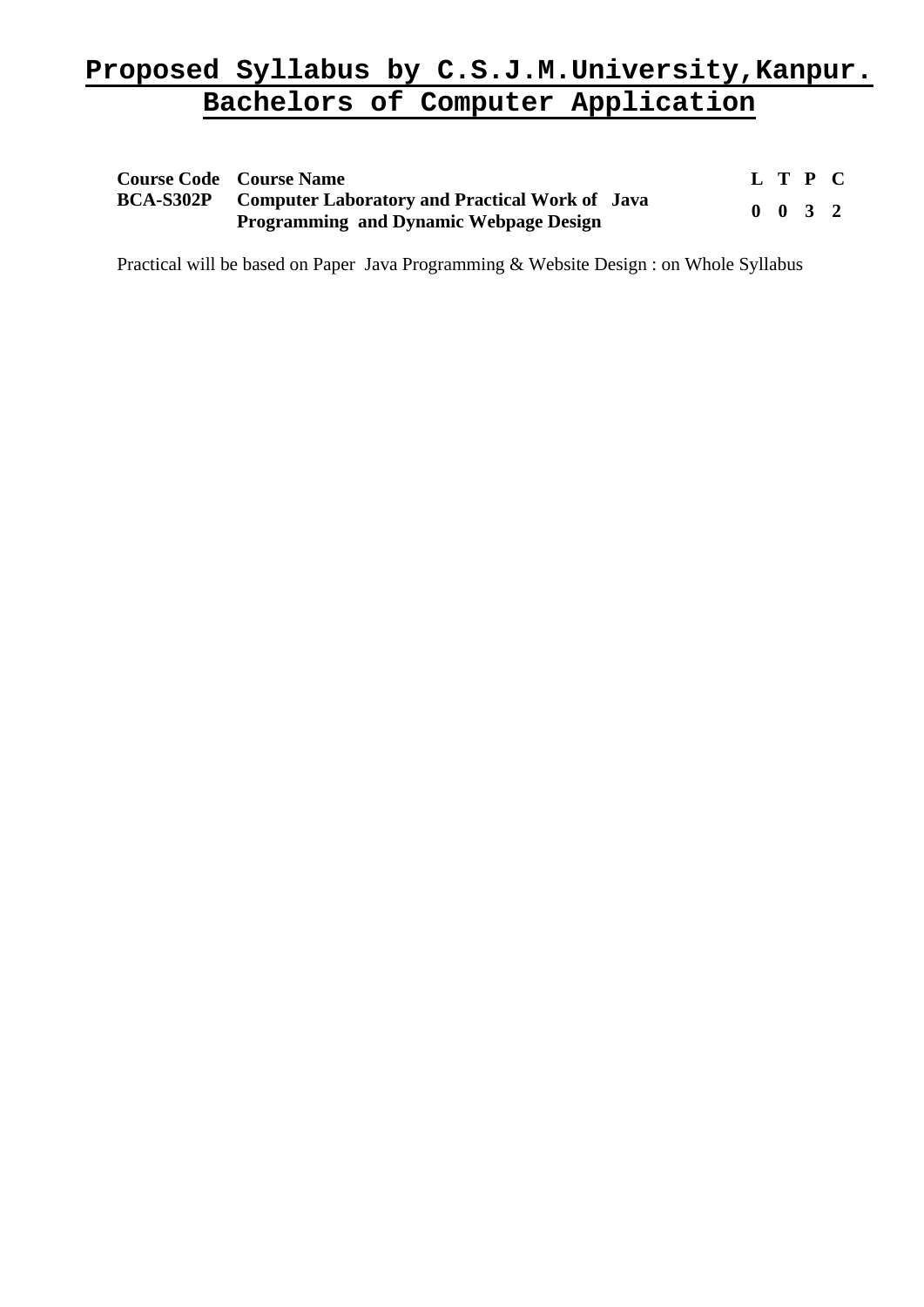# Proposed Syllabus by C.S.J.M.University,Kanpur.
# Bachelors of Computer Application

| Course Code | Course Name | L | T | P | C |
|---|---|---|---|---|---|
| **BCA-S302P** | **Computer Laboratory and Practical Work of Java Programming and Dynamic Webpage Design** | **0** | **0** | **3** | **2** |

Practical will be based on Paper Java Programming & Website Design : on Whole Syllabus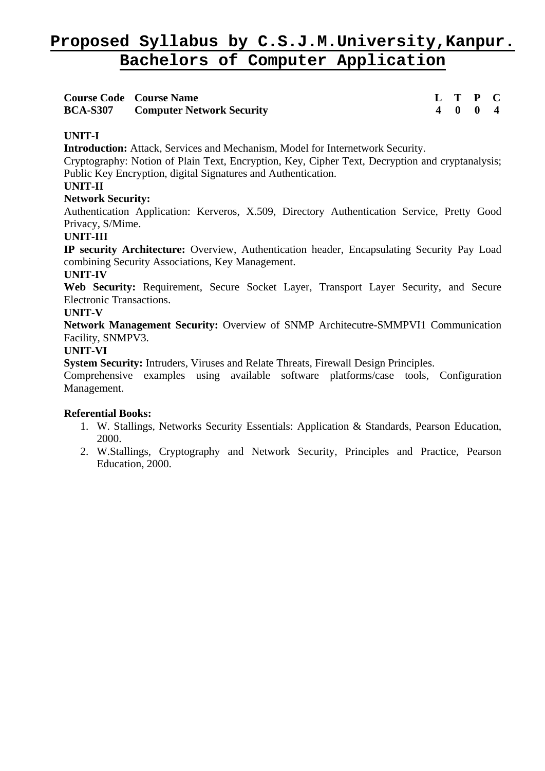# Proposed Syllabus by C.S.J.M.University,Kanpur.
# Bachelors of Computer Application

| Course Code | Course Name | L | T | P | C |
|---|---|---|---|---|---|
| **BCA-S307** | **Computer Network Security** | **4** | **0** | **0** | **4** |

**UNIT-I**

**Introduction:** Attack, Services and Mechanism, Model for Internetwork Security.

Cryptography: Notion of Plain Text, Encryption, Key, Cipher Text, Decryption and cryptanalysis; Public Key Encryption, digital Signatures and Authentication.

**UNIT-II**

**Network Security:**

Authentication Application: Kerveros, X.509, Directory Authentication Service, Pretty Good Privacy, S/Mime.

**UNIT-III**

**IP security Architecture:** Overview, Authentication header, Encapsulating Security Pay Load combining Security Associations, Key Management.

**UNIT-IV**

**Web Security:** Requirement, Secure Socket Layer, Transport Layer Security, and Secure Electronic Transactions.

**UNIT-V**

**Network Management Security:** Overview of SNMP Architecutre-SMMPVI1 Communication Facility, SNMPV3.

**UNIT-VI**

**System Security:** Intruders, Viruses and Relate Threats, Firewall Design Principles.

Comprehensive examples using available software platforms/case tools, Configuration Management.

**Referential Books:**

1. W. Stallings, Networks Security Essentials: Application & Standards, Pearson Education, 2000.
2. W.Stallings, Cryptography and Network Security, Principles and Practice, Pearson Education, 2000.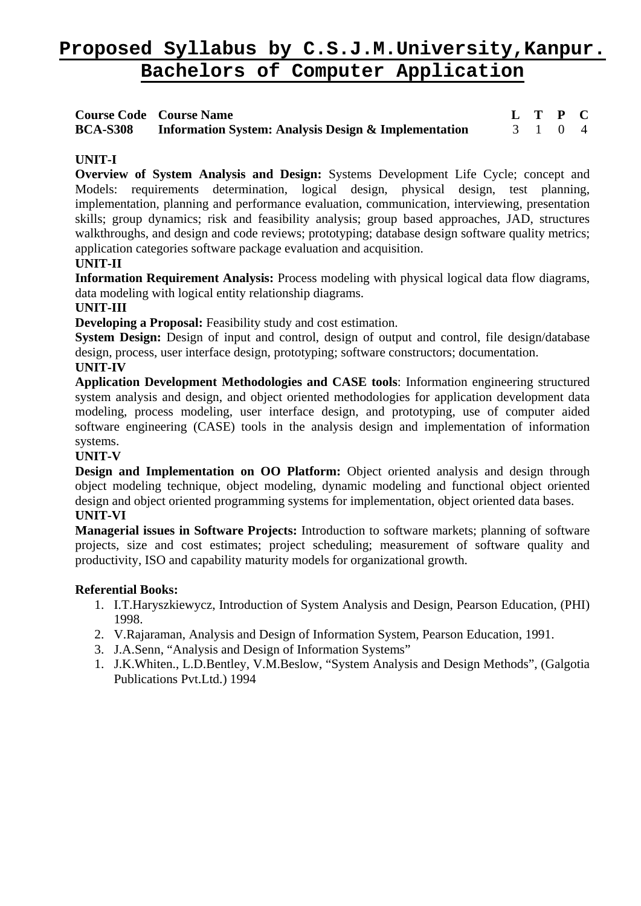# Proposed Syllabus by C.S.J.M.University,Kanpur.
# Bachelors of Computer Application

| Course Code | Course Name | L | T | P | C |
|---|---|---|---|---|---|
| **BCA-S308** | **Information System: Analysis Design & Implementation** | 3 | 1 | 0 | 4 |

**UNIT-I**

**Overview of System Analysis and Design:** Systems Development Life Cycle; concept and Models: requirements determination, logical design, physical design, test planning, implementation, planning and performance evaluation, communication, interviewing, presentation skills; group dynamics; risk and feasibility analysis; group based approaches, JAD, structures walkthroughs, and design and code reviews; prototyping; database design software quality metrics; application categories software package evaluation and acquisition.

**UNIT-II**

**Information Requirement Analysis:** Process modeling with physical logical data flow diagrams, data modeling with logical entity relationship diagrams.

**UNIT-III**

**Developing a Proposal:** Feasibility study and cost estimation.

**System Design:** Design of input and control, design of output and control, file design/database design, process, user interface design, prototyping; software constructors; documentation.

**UNIT-IV**

**Application Development Methodologies and CASE tools**: Information engineering structured system analysis and design, and object oriented methodologies for application development data modeling, process modeling, user interface design, and prototyping, use of computer aided software engineering (CASE) tools in the analysis design and implementation of information systems.

**UNIT-V**

**Design and Implementation on OO Platform:** Object oriented analysis and design through object modeling technique, object modeling, dynamic modeling and functional object oriented design and object oriented programming systems for implementation, object oriented data bases.

**UNIT-VI**

**Managerial issues in Software Projects:** Introduction to software markets; planning of software projects, size and cost estimates; project scheduling; measurement of software quality and productivity, ISO and capability maturity models for organizational growth.

**Referential Books:**

1. I.T.Haryszkiewycz, Introduction of System Analysis and Design, Pearson Education, (PHI) 1998.
2. V.Rajaraman, Analysis and Design of Information System, Pearson Education, 1991.
3. J.A.Senn, "Analysis and Design of Information Systems"
1. J.K.Whiten., L.D.Bentley, V.M.Beslow, "System Analysis and Design Methods", (Galgotia Publications Pvt.Ltd.) 1994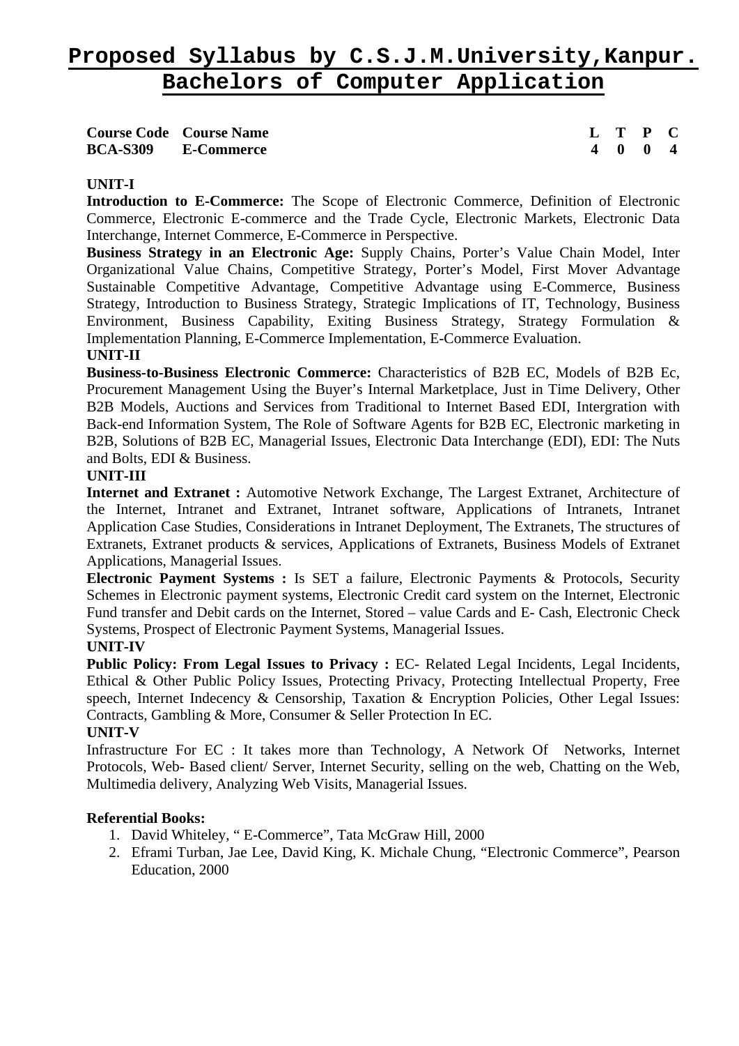# Proposed Syllabus by C.S.J.M.University,Kanpur.
## Bachelors of Computer Application

| Course Code | Course Name | L | T | P | C |
|---|---|---|---|---|---|
| **BCA-S309** | **E-Commerce** | **4** | **0** | **0** | **4** |

**UNIT-I**

**Introduction to E-Commerce:** The Scope of Electronic Commerce, Definition of Electronic Commerce, Electronic E-commerce and the Trade Cycle, Electronic Markets, Electronic Data Interchange, Internet Commerce, E-Commerce in Perspective.

**Business Strategy in an Electronic Age:** Supply Chains, Porter's Value Chain Model, Inter Organizational Value Chains, Competitive Strategy, Porter's Model, First Mover Advantage Sustainable Competitive Advantage, Competitive Advantage using E-Commerce, Business Strategy, Introduction to Business Strategy, Strategic Implications of IT, Technology, Business Environment, Business Capability, Exiting Business Strategy, Strategy Formulation & Implementation Planning, E-Commerce Implementation, E-Commerce Evaluation.

**UNIT-II**

**Business-to-Business Electronic Commerce:** Characteristics of B2B EC, Models of B2B Ec, Procurement Management Using the Buyer's Internal Marketplace, Just in Time Delivery, Other B2B Models, Auctions and Services from Traditional to Internet Based EDI, Intergration with Back-end Information System, The Role of Software Agents for B2B EC, Electronic marketing in B2B, Solutions of B2B EC, Managerial Issues, Electronic Data Interchange (EDI), EDI: The Nuts and Bolts, EDI & Business.

**UNIT-III**

**Internet and Extranet :** Automotive Network Exchange, The Largest Extranet, Architecture of the Internet, Intranet and Extranet, Intranet software, Applications of Intranets, Intranet Application Case Studies, Considerations in Intranet Deployment, The Extranets, The structures of Extranets, Extranet products & services, Applications of Extranets, Business Models of Extranet Applications, Managerial Issues.

**Electronic Payment Systems :** Is SET a failure, Electronic Payments & Protocols, Security Schemes in Electronic payment systems, Electronic Credit card system on the Internet, Electronic Fund transfer and Debit cards on the Internet, Stored – value Cards and E- Cash, Electronic Check Systems, Prospect of Electronic Payment Systems, Managerial Issues.

**UNIT-IV**

**Public Policy: From Legal Issues to Privacy :** EC- Related Legal Incidents, Legal Incidents, Ethical & Other Public Policy Issues, Protecting Privacy, Protecting Intellectual Property, Free speech, Internet Indecency & Censorship, Taxation & Encryption Policies, Other Legal Issues: Contracts, Gambling & More, Consumer & Seller Protection In EC.

**UNIT-V**

Infrastructure For EC : It takes more than Technology, A Network Of Networks, Internet Protocols, Web- Based client/ Server, Internet Security, selling on the web, Chatting on the Web, Multimedia delivery, Analyzing Web Visits, Managerial Issues.

**Referential Books:**

1. David Whiteley, " E-Commerce", Tata McGraw Hill, 2000
2. Eframi Turban, Jae Lee, David King, K. Michale Chung, "Electronic Commerce", Pearson Education, 2000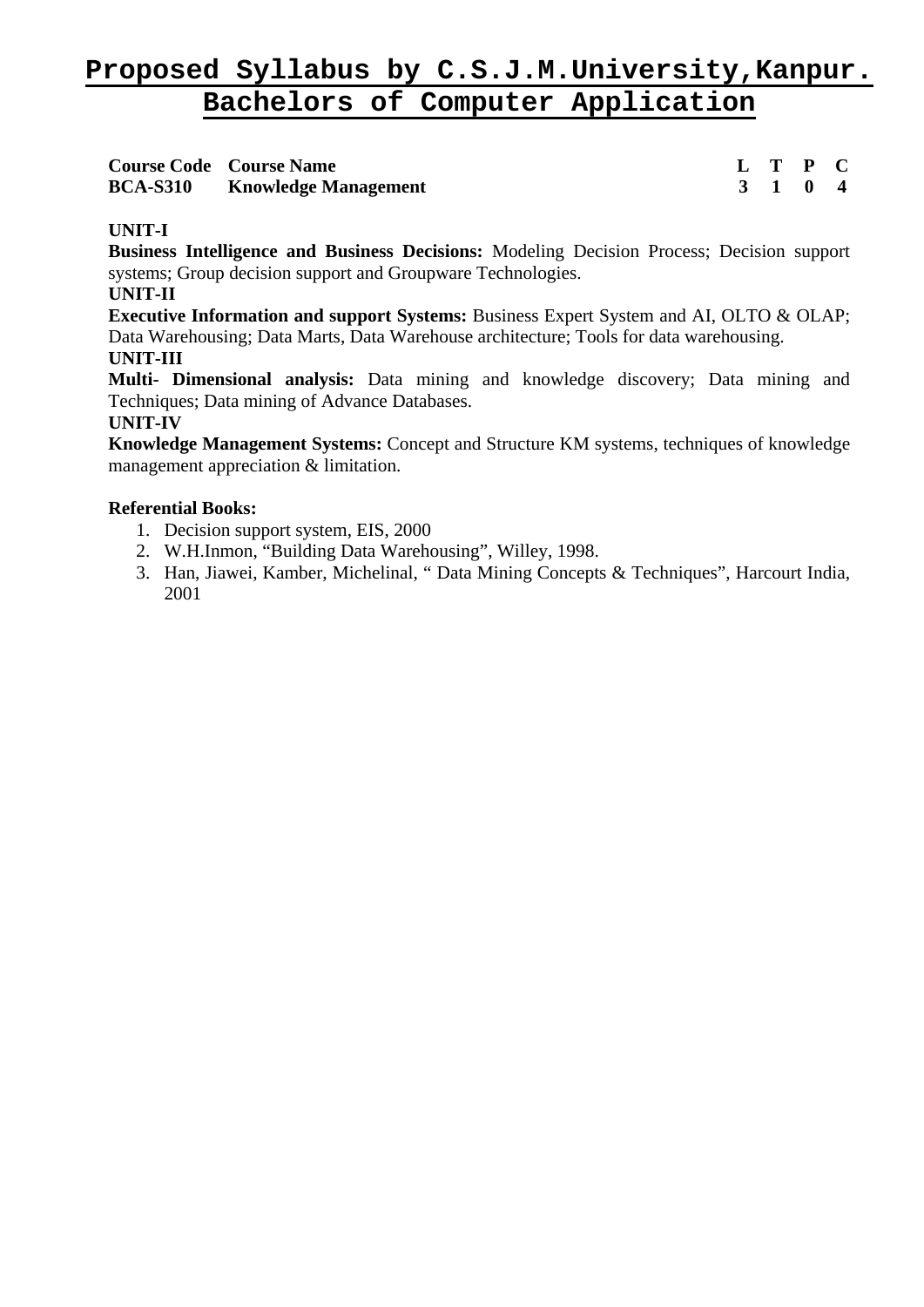# Proposed Syllabus by C.S.J.M.University,Kanpur.
# Bachelors of Computer Application

| Course Code | Course Name | L | T | P | C |
|---|---|---|---|---|---|
| **BCA-S310** | **Knowledge Management** | **3** | **1** | **0** | **4** |

**UNIT-I**

**Business Intelligence and Business Decisions:** Modeling Decision Process; Decision support systems; Group decision support and Groupware Technologies.

**UNIT-II**

**Executive Information and support Systems:** Business Expert System and AI, OLTO & OLAP; Data Warehousing; Data Marts, Data Warehouse architecture; Tools for data warehousing.

**UNIT-III**

**Multi- Dimensional analysis:** Data mining and knowledge discovery; Data mining and Techniques; Data mining of Advance Databases.

**UNIT-IV**

**Knowledge Management Systems:** Concept and Structure KM systems, techniques of knowledge management appreciation & limitation.

**Referential Books:**

1. Decision support system, EIS, 2000
2. W.H.Inmon, "Building Data Warehousing", Willey, 1998.
3. Han, Jiawei, Kamber, Michelinal, " Data Mining Concepts & Techniques", Harcourt India, 2001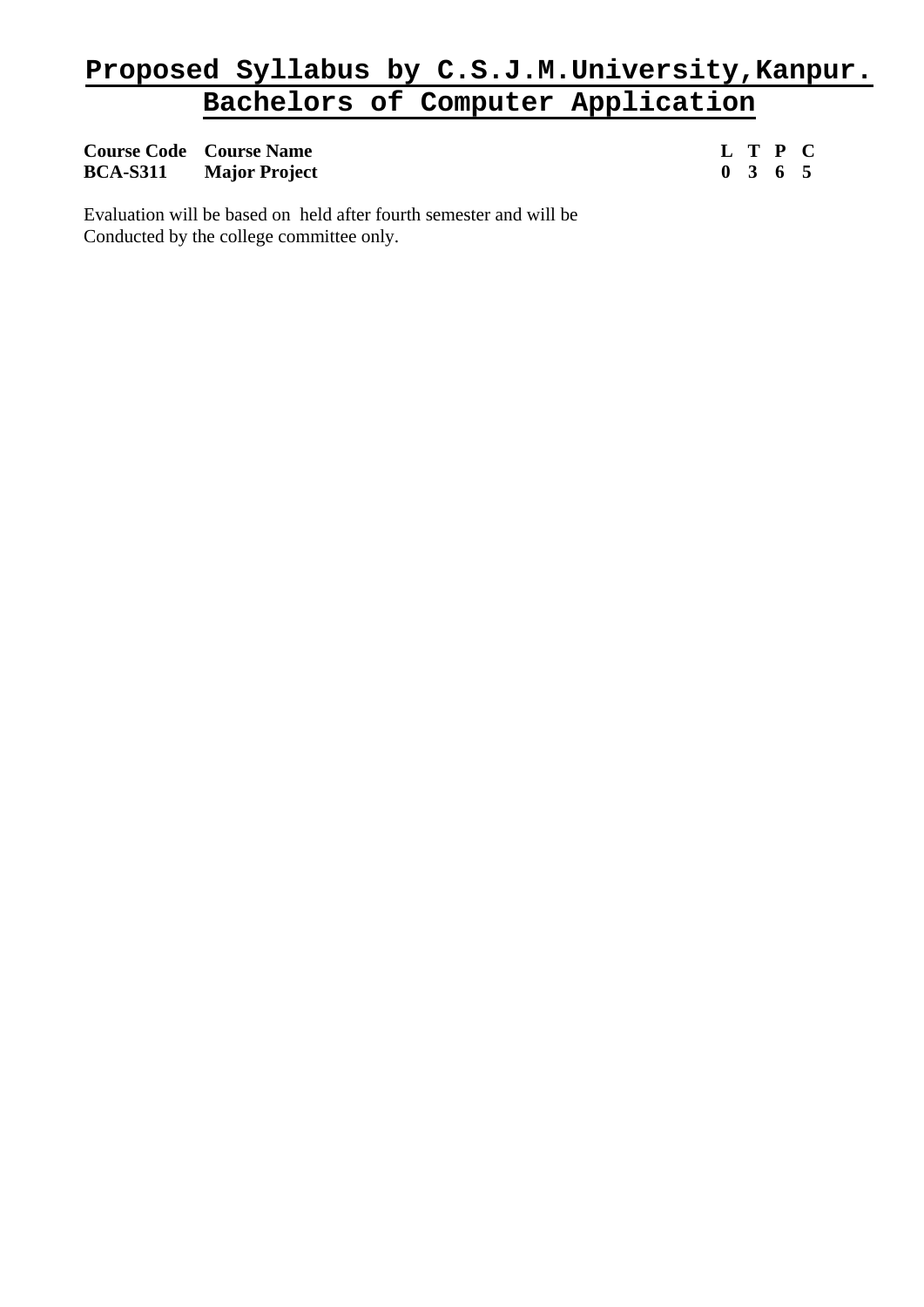# Proposed Syllabus by C.S.J.M.University,Kanpur.

## Bachelors of Computer Application

| Course Code | Course Name | L | T | P | C |
|---|---|---|---|---|---|
| **BCA-S311** | **Major Project** | **0** | **3** | **6** | **5** |

Evaluation will be based on  held after fourth semester and will be Conducted by the college committee only.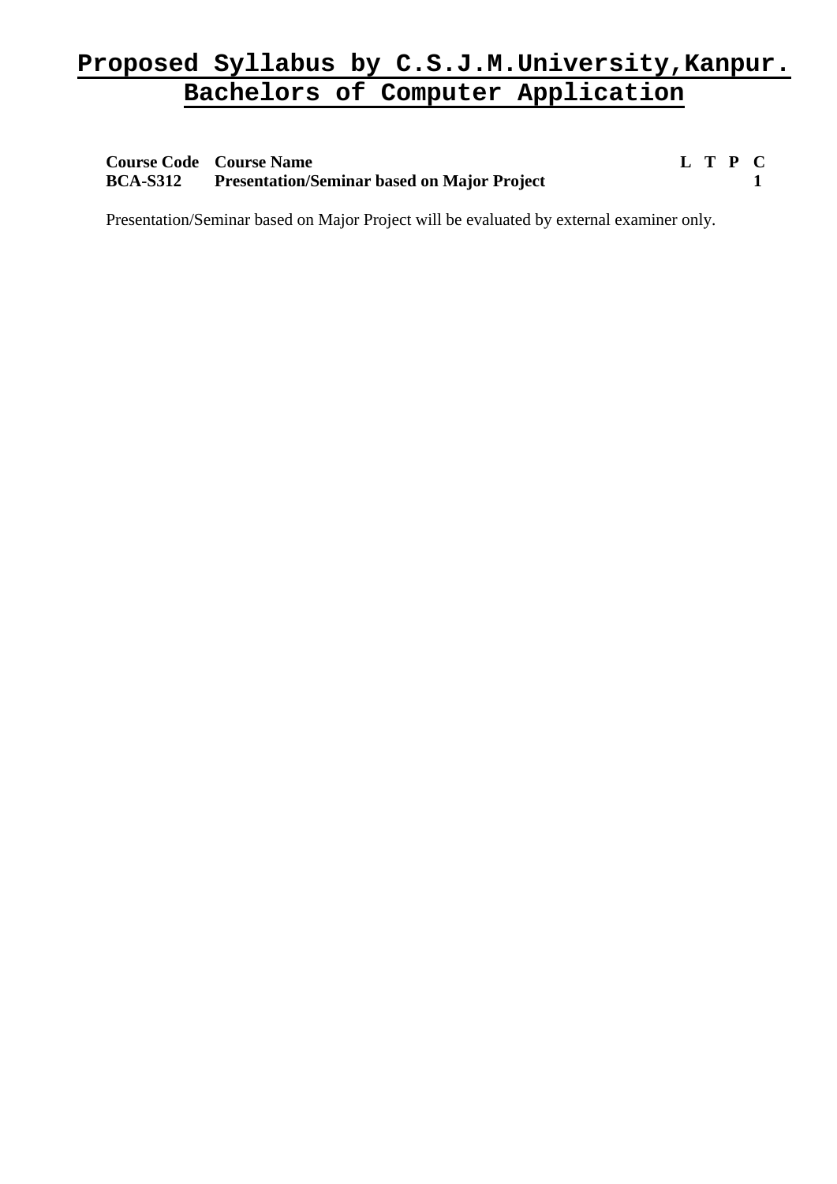# Proposed Syllabus by C.S.J.M.University,Kanpur.
# Bachelors of Computer Application

| Course Code | Course Name | L | T | P | C |
|---|---|---|---|---|---|
| **BCA-S312** | **Presentation/Seminar based on Major Project** | | | | **1** |

Presentation/Seminar based on Major Project will be evaluated by external examiner only.